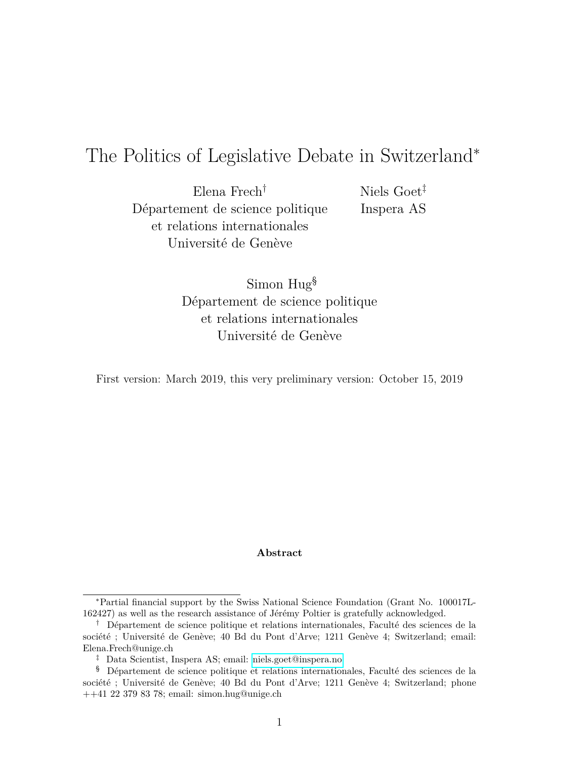# The Politics of Legislative Debate in Switzerland*

Elena Frech[†]
Département de science politique
et relations internationales
Université de Genève

Niels Goet[‡]
Inspera AS

Simon Hug[§]
Département de science politique
et relations internationales
Université de Genève

First version: March 2019, this very preliminary version: October 15, 2019

**Abstract**

---

*Partial financial support by the Swiss National Science Foundation (Grant No. 100017L-162427) as well as the research assistance of Jérémy Poltier is gratefully acknowledged.

[†] Département de science politique et relations internationales, Faculté des sciences de la société ; Université de Genève; 40 Bd du Pont d'Arve; 1211 Genève 4; Switzerland; email: Elena.Frech@unige.ch

[‡] Data Scientist, Inspera AS; email: niels.goet@inspera.no

[§] Département de science politique et relations internationales, Faculté des sciences de la société ; Université de Genève; 40 Bd du Pont d'Arve; 1211 Genève 4; Switzerland; phone ++41 22 379 83 78; email: simon.hug@unige.ch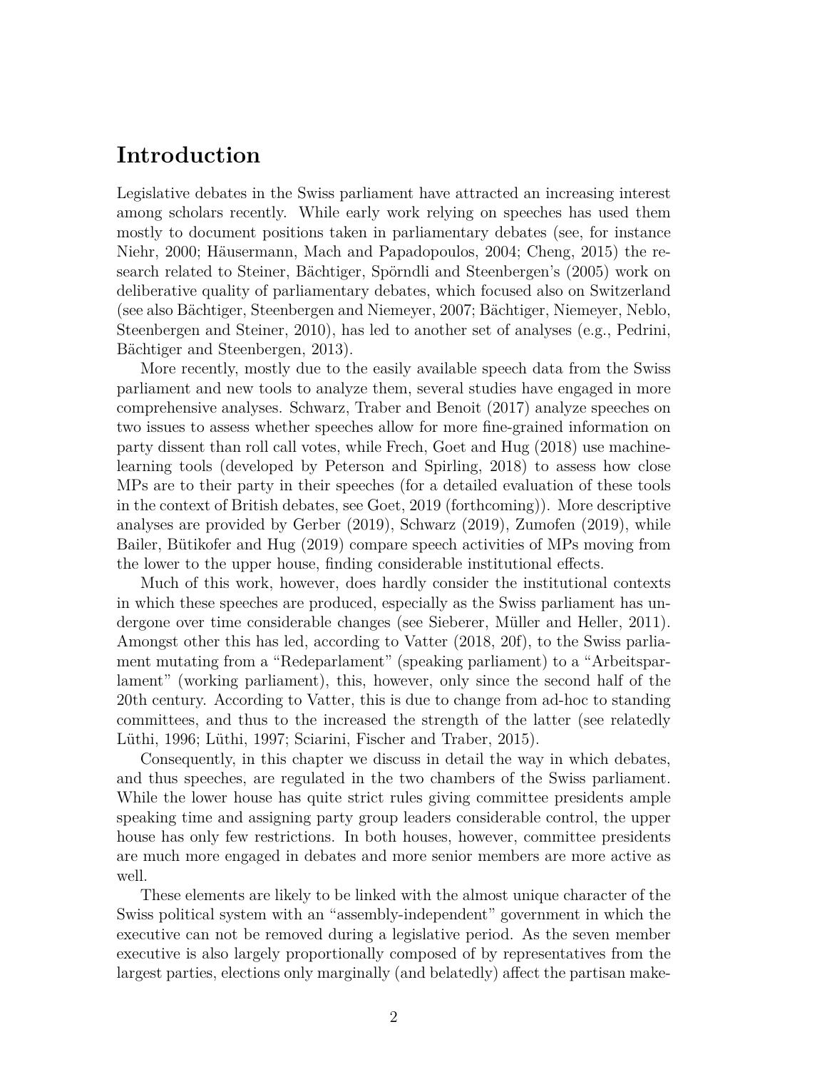# Introduction

Legislative debates in the Swiss parliament have attracted an increasing interest among scholars recently. While early work relying on speeches has used them mostly to document positions taken in parliamentary debates (see, for instance Niehr, 2000; Häusermann, Mach and Papadopoulos, 2004; Cheng, 2015) the research related to Steiner, Bächtiger, Spörndli and Steenbergen's (2005) work on deliberative quality of parliamentary debates, which focused also on Switzerland (see also Bächtiger, Steenbergen and Niemeyer, 2007; Bächtiger, Niemeyer, Neblo, Steenbergen and Steiner, 2010), has led to another set of analyses (e.g., Pedrini, Bächtiger and Steenbergen, 2013).

More recently, mostly due to the easily available speech data from the Swiss parliament and new tools to analyze them, several studies have engaged in more comprehensive analyses. Schwarz, Traber and Benoit (2017) analyze speeches on two issues to assess whether speeches allow for more fine-grained information on party dissent than roll call votes, while Frech, Goet and Hug (2018) use machine-learning tools (developed by Peterson and Spirling, 2018) to assess how close MPs are to their party in their speeches (for a detailed evaluation of these tools in the context of British debates, see Goet, 2019 (forthcoming)). More descriptive analyses are provided by Gerber (2019), Schwarz (2019), Zumofen (2019), while Bailer, Bütikofer and Hug (2019) compare speech activities of MPs moving from the lower to the upper house, finding considerable institutional effects.

Much of this work, however, does hardly consider the institutional contexts in which these speeches are produced, especially as the Swiss parliament has undergone over time considerable changes (see Sieberer, Müller and Heller, 2011). Amongst other this has led, according to Vatter (2018, 20f), to the Swiss parliament mutating from a "Redeparlament" (speaking parliament) to a "Arbeitsparlament" (working parliament), this, however, only since the second half of the 20th century. According to Vatter, this is due to change from ad-hoc to standing committees, and thus to the increased the strength of the latter (see relatedly Lüthi, 1996; Lüthi, 1997; Sciarini, Fischer and Traber, 2015).

Consequently, in this chapter we discuss in detail the way in which debates, and thus speeches, are regulated in the two chambers of the Swiss parliament. While the lower house has quite strict rules giving committee presidents ample speaking time and assigning party group leaders considerable control, the upper house has only few restrictions. In both houses, however, committee presidents are much more engaged in debates and more senior members are more active as well.

These elements are likely to be linked with the almost unique character of the Swiss political system with an "assembly-independent" government in which the executive can not be removed during a legislative period. As the seven member executive is also largely proportionally composed of by representatives from the largest parties, elections only marginally (and belatedly) affect the partisan make-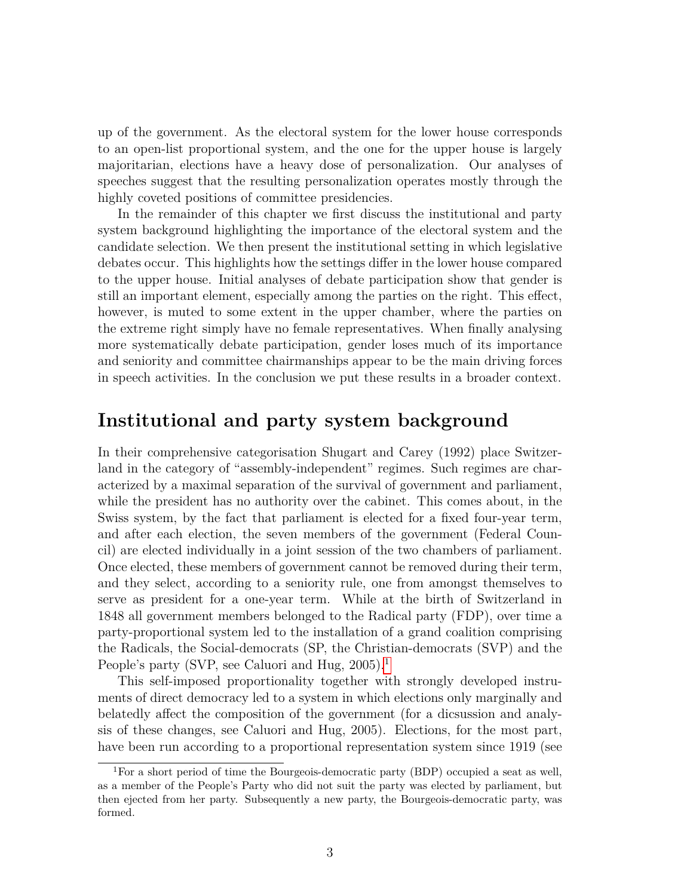up of the government. As the electoral system for the lower house corresponds to an open-list proportional system, and the one for the upper house is largely majoritarian, elections have a heavy dose of personalization. Our analyses of speeches suggest that the resulting personalization operates mostly through the highly coveted positions of committee presidencies.

In the remainder of this chapter we first discuss the institutional and party system background highlighting the importance of the electoral system and the candidate selection. We then present the institutional setting in which legislative debates occur. This highlights how the settings differ in the lower house compared to the upper house. Initial analyses of debate participation show that gender is still an important element, especially among the parties on the right. This effect, however, is muted to some extent in the upper chamber, where the parties on the extreme right simply have no female representatives. When finally analysing more systematically debate participation, gender loses much of its importance and seniority and committee chairmanships appear to be the main driving forces in speech activities. In the conclusion we put these results in a broader context.

## Institutional and party system background

In their comprehensive categorisation Shugart and Carey (1992) place Switzerland in the category of "assembly-independent" regimes. Such regimes are characterized by a maximal separation of the survival of government and parliament, while the president has no authority over the cabinet. This comes about, in the Swiss system, by the fact that parliament is elected for a fixed four-year term, and after each election, the seven members of the government (Federal Council) are elected individually in a joint session of the two chambers of parliament. Once elected, these members of government cannot be removed during their term, and they select, according to a seniority rule, one from amongst themselves to serve as president for a one-year term. While at the birth of Switzerland in 1848 all government members belonged to the Radical party (FDP), over time a party-proportional system led to the installation of a grand coalition comprising the Radicals, the Social-democrats (SP, the Christian-democrats (SVP) and the People's party (SVP, see Caluori and Hug, 2005).[1]

This self-imposed proportionality together with strongly developed instruments of direct democracy led to a system in which elections only marginally and belatedly affect the composition of the government (for a dicsussion and analysis of these changes, see Caluori and Hug, 2005). Elections, for the most part, have been run according to a proportional representation system since 1919 (see

[1]For a short period of time the Bourgeois-democratic party (BDP) occupied a seat as well, as a member of the People's Party who did not suit the party was elected by parliament, but then ejected from her party. Subsequently a new party, the Bourgeois-democratic party, was formed.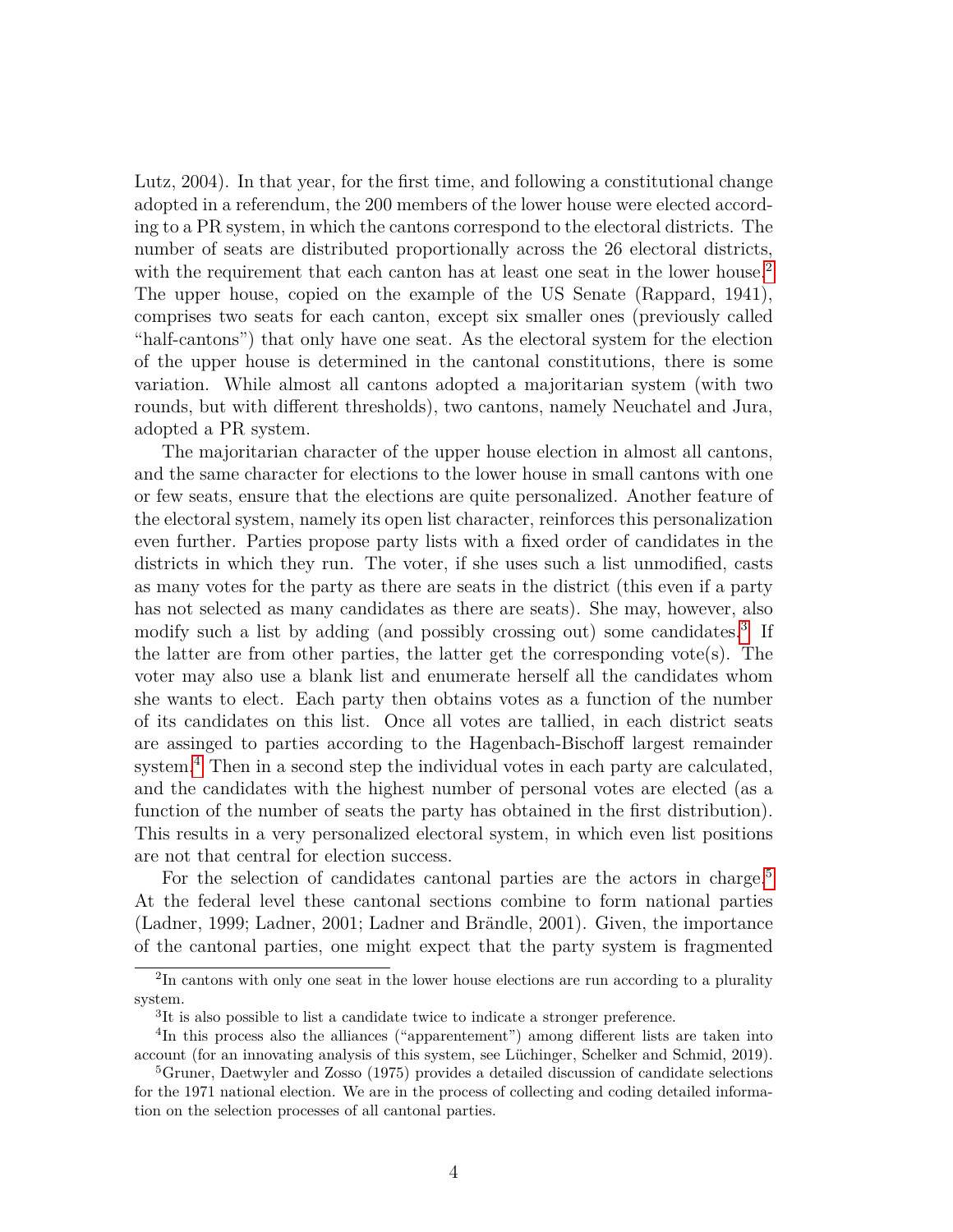Lutz, 2004). In that year, for the first time, and following a constitutional change adopted in a referendum, the 200 members of the lower house were elected according to a PR system, in which the cantons correspond to the electoral districts. The number of seats are distributed proportionally across the 26 electoral districts, with the requirement that each canton has at least one seat in the lower house.[2] The upper house, copied on the example of the US Senate (Rappard, 1941), comprises two seats for each canton, except six smaller ones (previously called "half-cantons") that only have one seat. As the electoral system for the election of the upper house is determined in the cantonal constitutions, there is some variation. While almost all cantons adopted a majoritarian system (with two rounds, but with different thresholds), two cantons, namely Neuchatel and Jura, adopted a PR system.

The majoritarian character of the upper house election in almost all cantons, and the same character for elections to the lower house in small cantons with one or few seats, ensure that the elections are quite personalized. Another feature of the electoral system, namely its open list character, reinforces this personalization even further. Parties propose party lists with a fixed order of candidates in the districts in which they run. The voter, if she uses such a list unmodified, casts as many votes for the party as there are seats in the district (this even if a party has not selected as many candidates as there are seats). She may, however, also modify such a list by adding (and possibly crossing out) some candidates.[3] If the latter are from other parties, the latter get the corresponding vote(s). The voter may also use a blank list and enumerate herself all the candidates whom she wants to elect. Each party then obtains votes as a function of the number of its candidates on this list. Once all votes are tallied, in each district seats are assinged to parties according to the Hagenbach-Bischoff largest remainder system.[4] Then in a second step the individual votes in each party are calculated, and the candidates with the highest number of personal votes are elected (as a function of the number of seats the party has obtained in the first distribution). This results in a very personalized electoral system, in which even list positions are not that central for election success.

For the selection of candidates cantonal parties are the actors in charge.[5] At the federal level these cantonal sections combine to form national parties (Ladner, 1999; Ladner, 2001; Ladner and Brändle, 2001). Given, the importance of the cantonal parties, one might expect that the party system is fragmented

---

[2] In cantons with only one seat in the lower house elections are run according to a plurality system.

[3] It is also possible to list a candidate twice to indicate a stronger preference.

[4] In this process also the alliances ("apparentement") among different lists are taken into account (for an innovating analysis of this system, see Lüchinger, Schelker and Schmid, 2019).

[5] Gruner, Daetwyler and Zosso (1975) provides a detailed discussion of candidate selections for the 1971 national election. We are in the process of collecting and coding detailed information on the selection processes of all cantonal parties.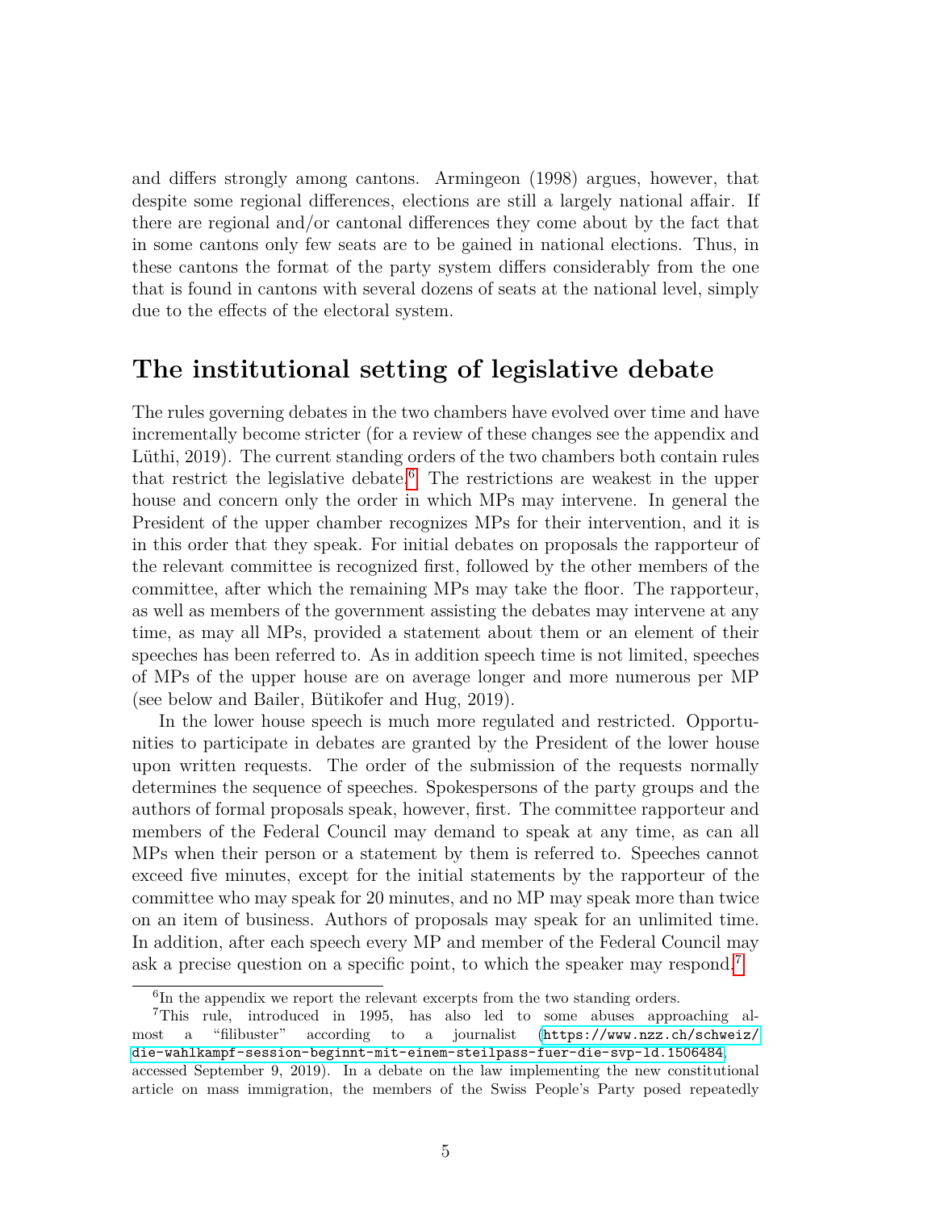and differs strongly among cantons. Armingeon (1998) argues, however, that despite some regional differences, elections are still a largely national affair. If there are regional and/or cantonal differences they come about by the fact that in some cantons only few seats are to be gained in national elections. Thus, in these cantons the format of the party system differs considerably from the one that is found in cantons with several dozens of seats at the national level, simply due to the effects of the electoral system.

## The institutional setting of legislative debate

The rules governing debates in the two chambers have evolved over time and have incrementally become stricter (for a review of these changes see the appendix and Lüthi, 2019). The current standing orders of the two chambers both contain rules that restrict the legislative debate.[6] The restrictions are weakest in the upper house and concern only the order in which MPs may intervene. In general the President of the upper chamber recognizes MPs for their intervention, and it is in this order that they speak. For initial debates on proposals the rapporteur of the relevant committee is recognized first, followed by the other members of the committee, after which the remaining MPs may take the floor. The rapporteur, as well as members of the government assisting the debates may intervene at any time, as may all MPs, provided a statement about them or an element of their speeches has been referred to. As in addition speech time is not limited, speeches of MPs of the upper house are on average longer and more numerous per MP (see below and Bailer, Bütikofer and Hug, 2019).

In the lower house speech is much more regulated and restricted. Opportunities to participate in debates are granted by the President of the lower house upon written requests. The order of the submission of the requests normally determines the sequence of speeches. Spokespersons of the party groups and the authors of formal proposals speak, however, first. The committee rapporteur and members of the Federal Council may demand to speak at any time, as can all MPs when their person or a statement by them is referred to. Speeches cannot exceed five minutes, except for the initial statements by the rapporteur of the committee who may speak for 20 minutes, and no MP may speak more than twice on an item of business. Authors of proposals may speak for an unlimited time. In addition, after each speech every MP and member of the Federal Council may ask a precise question on a specific point, to which the speaker may respond.[7]

[6] In the appendix we report the relevant excerpts from the two standing orders.

[7] This rule, introduced in 1995, has also led to some abuses approaching almost a "filibuster" according to a journalist (https://www.nzz.ch/schweiz/die-wahlkampf-session-beginnt-mit-einem-steilpass-fuer-die-svp-ld.1506484, accessed September 9, 2019). In a debate on the law implementing the new constitutional article on mass immigration, the members of the Swiss People's Party posed repeatedly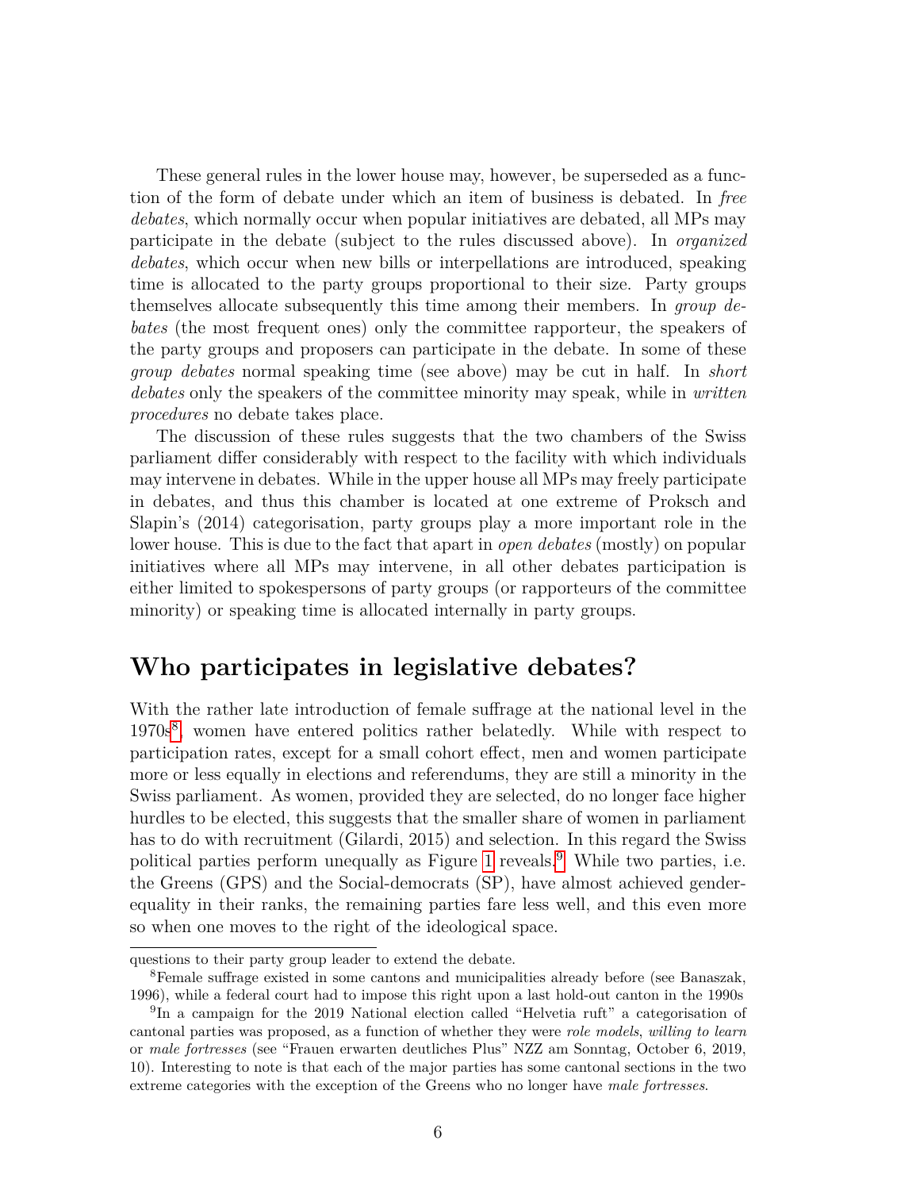These general rules in the lower house may, however, be superseded as a function of the form of debate under which an item of business is debated. In *free debates*, which normally occur when popular initiatives are debated, all MPs may participate in the debate (subject to the rules discussed above). In *organized debates*, which occur when new bills or interpellations are introduced, speaking time is allocated to the party groups proportional to their size. Party groups themselves allocate subsequently this time among their members. In *group debates* (the most frequent ones) only the committee rapporteur, the speakers of the party groups and proposers can participate in the debate. In some of these *group debates* normal speaking time (see above) may be cut in half. In *short debates* only the speakers of the committee minority may speak, while in *written procedures* no debate takes place.

The discussion of these rules suggests that the two chambers of the Swiss parliament differ considerably with respect to the facility with which individuals may intervene in debates. While in the upper house all MPs may freely participate in debates, and thus this chamber is located at one extreme of Proksch and Slapin's (2014) categorisation, party groups play a more important role in the lower house. This is due to the fact that apart in *open debates* (mostly) on popular initiatives where all MPs may intervene, in all other debates participation is either limited to spokespersons of party groups (or rapporteurs of the committee minority) or speaking time is allocated internally in party groups.

## Who participates in legislative debates?

With the rather late introduction of female suffrage at the national level in the 1970s[8], women have entered politics rather belatedly. While with respect to participation rates, except for a small cohort effect, men and women participate more or less equally in elections and referendums, they are still a minority in the Swiss parliament. As women, provided they are selected, do no longer face higher hurdles to be elected, this suggests that the smaller share of women in parliament has to do with recruitment (Gilardi, 2015) and selection. In this regard the Swiss political parties perform unequally as Figure 1 reveals.[9] While two parties, i.e. the Greens (GPS) and the Social-democrats (SP), have almost achieved gender-equality in their ranks, the remaining parties fare less well, and this even more so when one moves to the right of the ideological space.

questions to their party group leader to extend the debate.

[8] Female suffrage existed in some cantons and municipalities already before (see Banaszak, 1996), while a federal court had to impose this right upon a last hold-out canton in the 1990s

[9] In a campaign for the 2019 National election called "Helvetia ruft" a categorisation of cantonal parties was proposed, as a function of whether they were *role models*, *willing to learn* or *male fortresses* (see "Frauen erwarten deutliches Plus" NZZ am Sonntag, October 6, 2019, 10). Interesting to note is that each of the major parties has some cantonal sections in the two extreme categories with the exception of the Greens who no longer have *male fortresses*.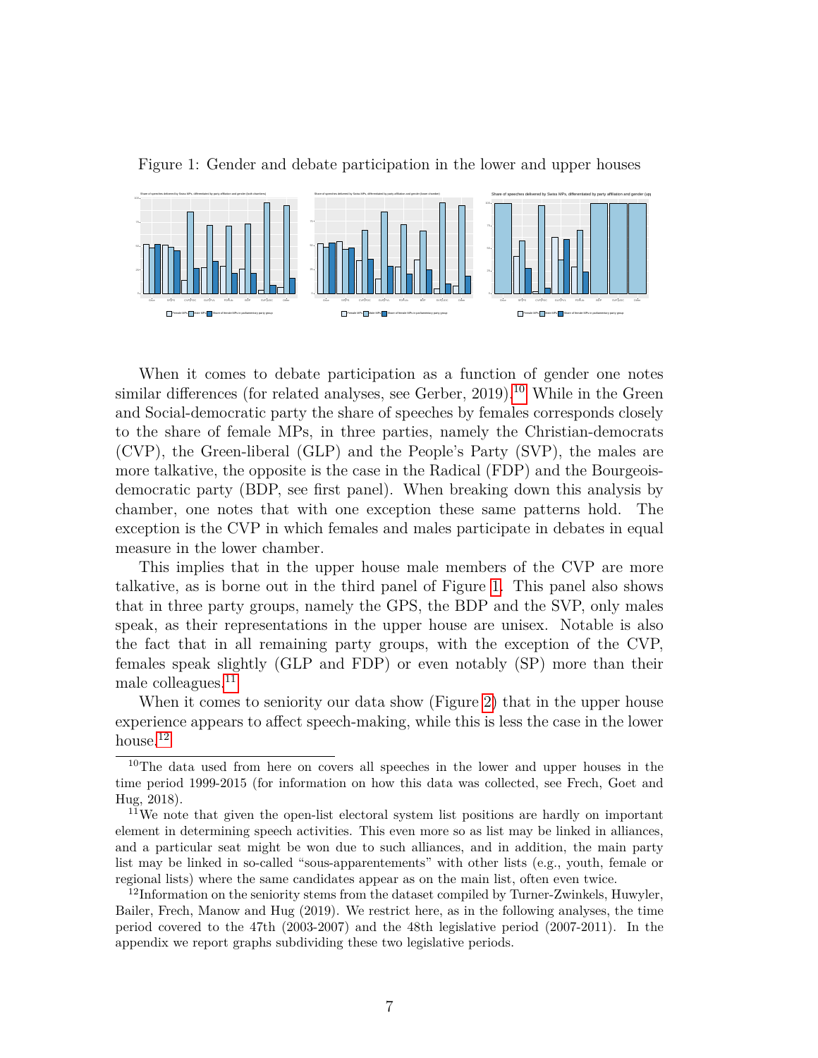Figure 1: Gender and debate participation in the lower and upper houses

When it comes to debate participation as a function of gender one notes similar differences (for related analyses, see Gerber, 2019).[10] While in the Green and Social-democratic party the share of speeches by females corresponds closely to the share of female MPs, in three parties, namely the Christian-democrats (CVP), the Green-liberal (GLP) and the People's Party (SVP), the males are more talkative, the opposite is the case in the Radical (FDP) and the Bourgeois-democratic party (BDP, see first panel). When breaking down this analysis by chamber, one notes that with one exception these same patterns hold. The exception is the CVP in which females and males participate in debates in equal measure in the lower chamber.

This implies that in the upper house male members of the CVP are more talkative, as is borne out in the third panel of Figure 1. This panel also shows that in three party groups, namely the GPS, the BDP and the SVP, only males speak, as their representations in the upper house are unisex. Notable is also the fact that in all remaining party groups, with the exception of the CVP, females speak slightly (GLP and FDP) or even notably (SP) more than their male colleagues.[11]

When it comes to seniority our data show (Figure 2) that in the upper house experience appears to affect speech-making, while this is less the case in the lower house.[12]

[10]The data used from here on covers all speeches in the lower and upper houses in the time period 1999-2015 (for information on how this data was collected, see Frech, Goet and Hug, 2018).

[11]We note that given the open-list electoral system list positions are hardly on important element in determining speech activities. This even more so as list may be linked in alliances, and a particular seat might be won due to such alliances, and in addition, the main party list may be linked in so-called "sous-apparentements" with other lists (e.g., youth, female or regional lists) where the same candidates appear as on the main list, often even twice.

[12]Information on the seniority stems from the dataset compiled by Turner-Zwinkels, Huwyler, Bailer, Frech, Manow and Hug (2019). We restrict here, as in the following analyses, the time period covered to the 47th (2003-2007) and the 48th legislative period (2007-2011). In the appendix we report graphs subdividing these two legislative periods.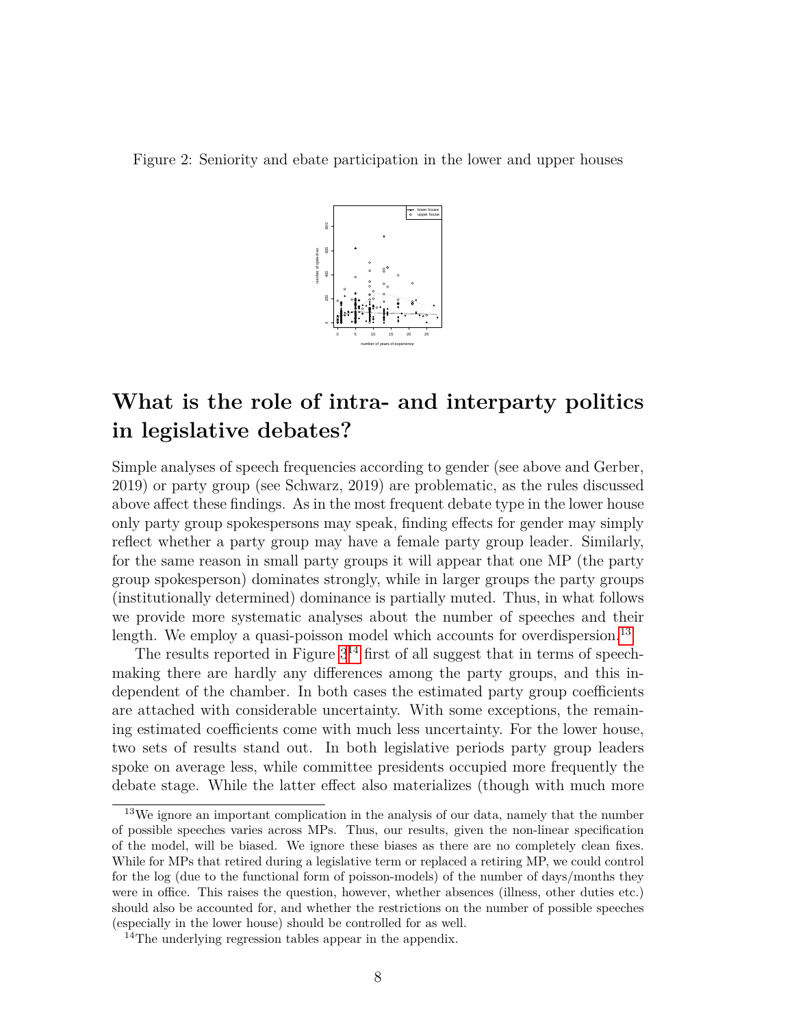Figure 2: Seniority and ebate participation in the lower and upper houses

## What is the role of intra- and interparty politics in legislative debates?

Simple analyses of speech frequencies according to gender (see above and Gerber, 2019) or party group (see Schwarz, 2019) are problematic, as the rules discussed above affect these findings. As in the most frequent debate type in the lower house only party group spokespersons may speak, finding effects for gender may simply reflect whether a party group may have a female party group leader. Similarly, for the same reason in small party groups it will appear that one MP (the party group spokesperson) dominates strongly, while in larger groups the party groups (institutionally determined) dominance is partially muted. Thus, in what follows we provide more systematic analyses about the number of speeches and their length. We employ a quasi-poisson model which accounts for overdispersion.[13]

The results reported in Figure 3[14] first of all suggest that in terms of speech-making there are hardly any differences among the party groups, and this independent of the chamber. In both cases the estimated party group coefficients are attached with considerable uncertainty. With some exceptions, the remaining estimated coefficients come with much less uncertainty. For the lower house, two sets of results stand out. In both legislative periods party group leaders spoke on average less, while committee presidents occupied more frequently the debate stage. While the latter effect also materializes (though with much more

[13]We ignore an important complication in the analysis of our data, namely that the number of possible speeches varies across MPs. Thus, our results, given the non-linear specification of the model, will be biased. We ignore these biases as there are no completely clean fixes. While for MPs that retired during a legislative term or replaced a retiring MP, we could control for the log (due to the functional form of poisson-models) of the number of days/months they were in office. This raises the question, however, whether absences (illness, other duties etc.) should also be accounted for, and whether the restrictions on the number of possible speeches (especially in the lower house) should be controlled for as well.

[14]The underlying regression tables appear in the appendix.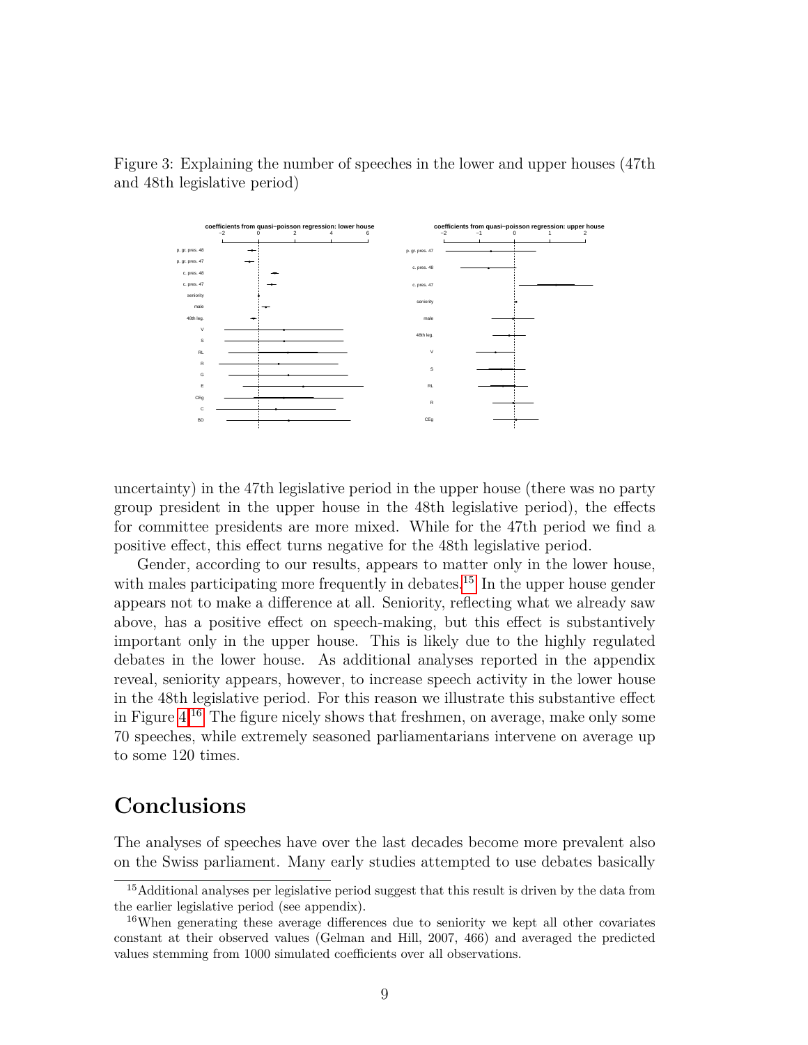Figure 3: Explaining the number of speeches in the lower and upper houses (47th and 48th legislative period)

uncertainty) in the 47th legislative period in the upper house (there was no party group president in the upper house in the 48th legislative period), the effects for committee presidents are more mixed. While for the 47th period we find a positive effect, this effect turns negative for the 48th legislative period.

Gender, according to our results, appears to matter only in the lower house, with males participating more frequently in debates.[15] In the upper house gender appears not to make a difference at all. Seniority, reflecting what we already saw above, has a positive effect on speech-making, but this effect is substantively important only in the upper house. This is likely due to the highly regulated debates in the lower house. As additional analyses reported in the appendix reveal, seniority appears, however, to increase speech activity in the lower house in the 48th legislative period. For this reason we illustrate this substantive effect in Figure 4.[16] The figure nicely shows that freshmen, on average, make only some 70 speeches, while extremely seasoned parliamentarians intervene on average up to some 120 times.

# Conclusions

The analyses of speeches have over the last decades become more prevalent also on the Swiss parliament. Many early studies attempted to use debates basically

[15] Additional analyses per legislative period suggest that this result is driven by the data from the earlier legislative period (see appendix).

[16] When generating these average differences due to seniority we kept all other covariates constant at their observed values (Gelman and Hill, 2007, 466) and averaged the predicted values stemming from 1000 simulated coefficients over all observations.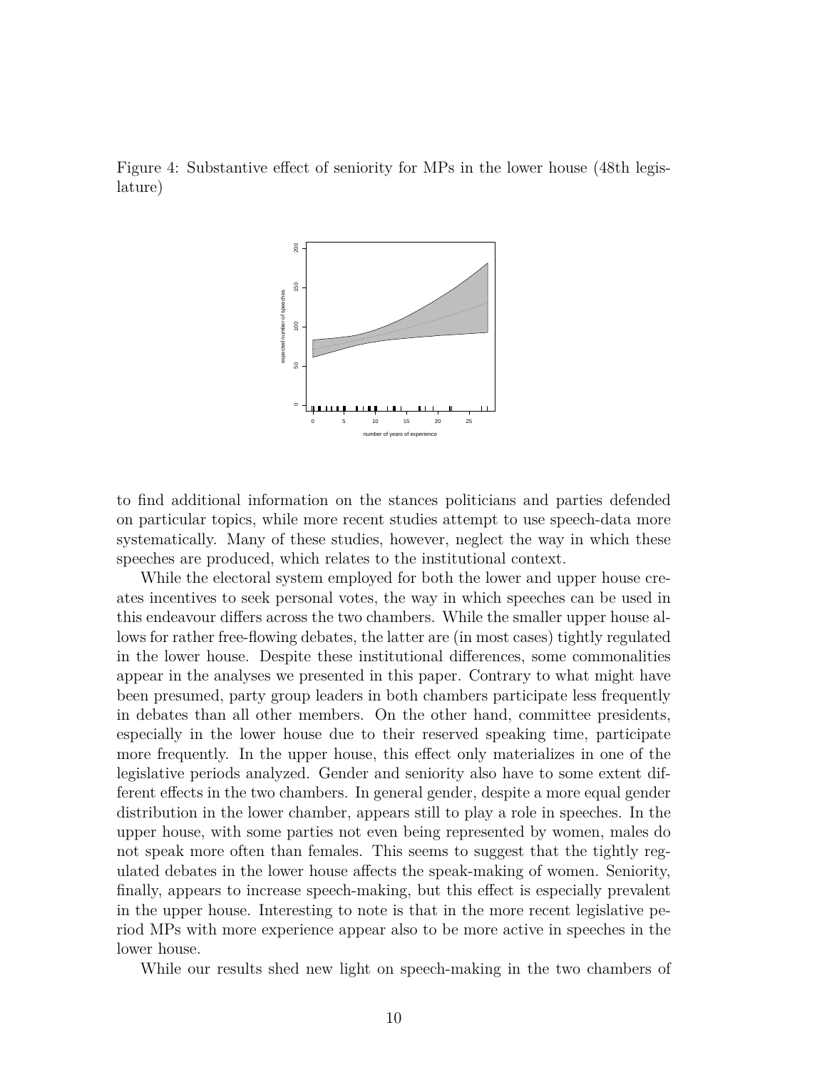Figure 4: Substantive effect of seniority for MPs in the lower house (48th legislature)

to find additional information on the stances politicians and parties defended on particular topics, while more recent studies attempt to use speech-data more systematically. Many of these studies, however, neglect the way in which these speeches are produced, which relates to the institutional context.

While the electoral system employed for both the lower and upper house creates incentives to seek personal votes, the way in which speeches can be used in this endeavour differs across the two chambers. While the smaller upper house allows for rather free-flowing debates, the latter are (in most cases) tightly regulated in the lower house. Despite these institutional differences, some commonalities appear in the analyses we presented in this paper. Contrary to what might have been presumed, party group leaders in both chambers participate less frequently in debates than all other members. On the other hand, committee presidents, especially in the lower house due to their reserved speaking time, participate more frequently. In the upper house, this effect only materializes in one of the legislative periods analyzed. Gender and seniority also have to some extent different effects in the two chambers. In general gender, despite a more equal gender distribution in the lower chamber, appears still to play a role in speeches. In the upper house, with some parties not even being represented by women, males do not speak more often than females. This seems to suggest that the tightly regulated debates in the lower house affects the speak-making of women. Seniority, finally, appears to increase speech-making, but this effect is especially prevalent in the upper house. Interesting to note is that in the more recent legislative period MPs with more experience appear also to be more active in speeches in the lower house.

While our results shed new light on speech-making in the two chambers of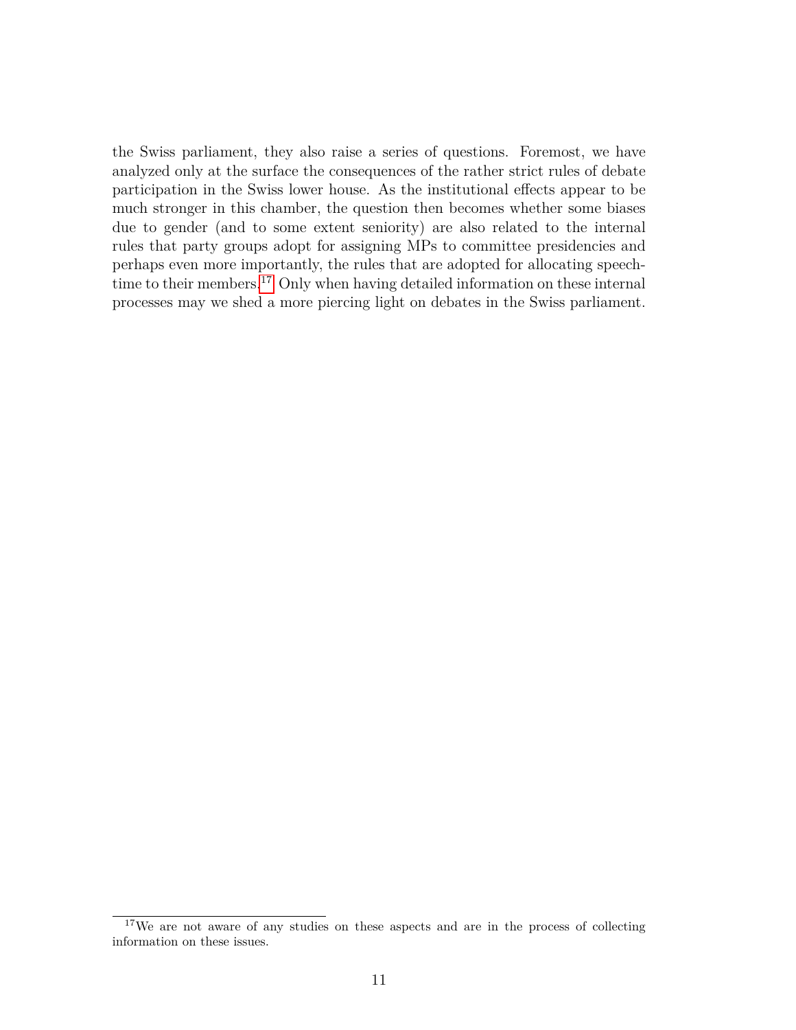the Swiss parliament, they also raise a series of questions. Foremost, we have analyzed only at the surface the consequences of the rather strict rules of debate participation in the Swiss lower house. As the institutional effects appear to be much stronger in this chamber, the question then becomes whether some biases due to gender (and to some extent seniority) are also related to the internal rules that party groups adopt for assigning MPs to committee presidencies and perhaps even more importantly, the rules that are adopted for allocating speech-time to their members.[17] Only when having detailed information on these internal processes may we shed a more piercing light on debates in the Swiss parliament.

[17] We are not aware of any studies on these aspects and are in the process of collecting information on these issues.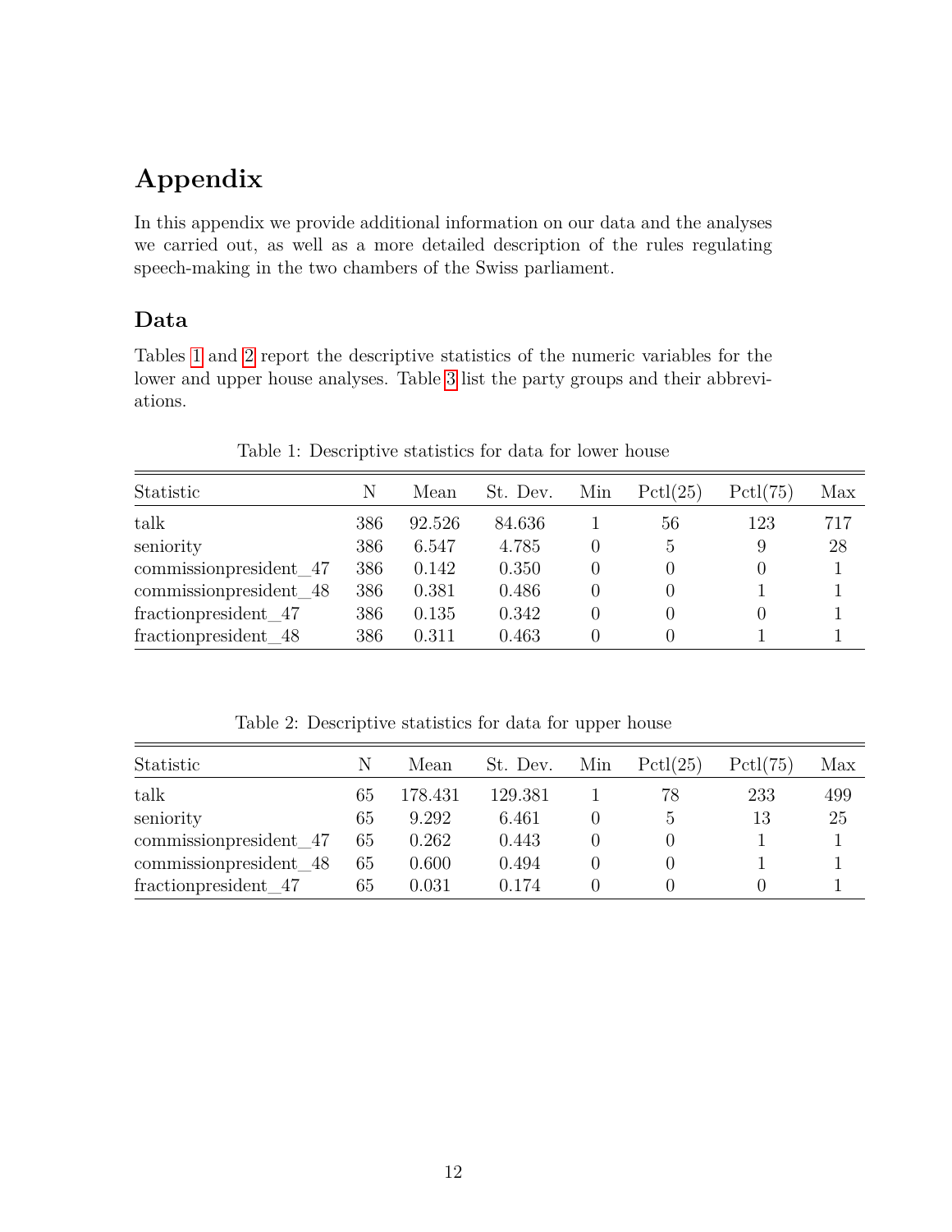# Appendix

In this appendix we provide additional information on our data and the analyses we carried out, as well as a more detailed description of the rules regulating speech-making in the two chambers of the Swiss parliament.

## Data

Tables 1 and 2 report the descriptive statistics of the numeric variables for the lower and upper house analyses. Table 3 list the party groups and their abbreviations.

Table 1: Descriptive statistics for data for lower house

| Statistic | N | Mean | St. Dev. | Min | Pctl(25) | Pctl(75) | Max |
|---|---|---|---|---|---|---|---|
| talk | 386 | 92.526 | 84.636 | 1 | 56 | 123 | 717 |
| seniority | 386 | 6.547 | 4.785 | 0 | 5 | 9 | 28 |
| commissionpresident_47 | 386 | 0.142 | 0.350 | 0 | 0 | 0 | 1 |
| commissionpresident_48 | 386 | 0.381 | 0.486 | 0 | 0 | 1 | 1 |
| fractionpresident_47 | 386 | 0.135 | 0.342 | 0 | 0 | 0 | 1 |
| fractionpresident_48 | 386 | 0.311 | 0.463 | 0 | 0 | 1 | 1 |

Table 2: Descriptive statistics for data for upper house

| Statistic | N | Mean | St. Dev. | Min | Pctl(25) | Pctl(75) | Max |
|---|---|---|---|---|---|---|---|
| talk | 65 | 178.431 | 129.381 | 1 | 78 | 233 | 499 |
| seniority | 65 | 9.292 | 6.461 | 0 | 5 | 13 | 25 |
| commissionpresident_47 | 65 | 0.262 | 0.443 | 0 | 0 | 1 | 1 |
| commissionpresident_48 | 65 | 0.600 | 0.494 | 0 | 0 | 1 | 1 |
| fractionpresident_47 | 65 | 0.031 | 0.174 | 0 | 0 | 0 | 1 |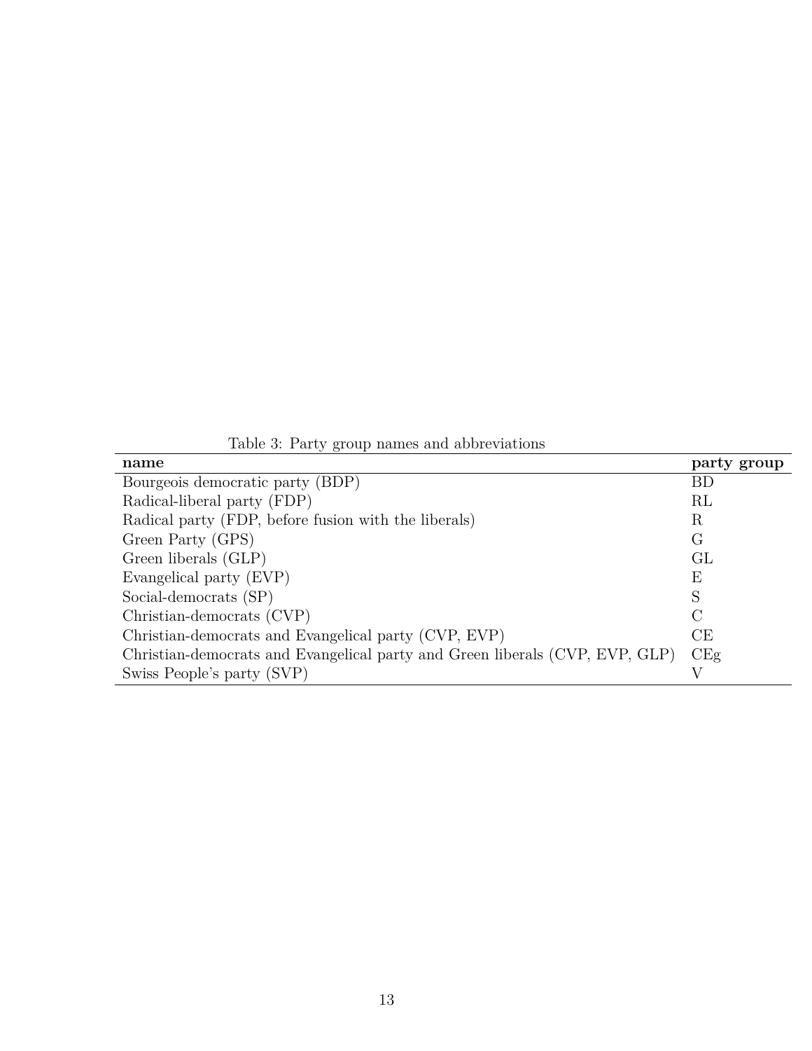Table 3: Party group names and abbreviations

| name | party group |
|---|---|
| Bourgeois democratic party (BDP) | BD |
| Radical-liberal party (FDP) | RL |
| Radical party (FDP, before fusion with the liberals) | R |
| Green Party (GPS) | G |
| Green liberals (GLP) | GL |
| Evangelical party (EVP) | E |
| Social-democrats (SP) | S |
| Christian-democrats (CVP) | C |
| Christian-democrats and Evangelical party (CVP, EVP) | CE |
| Christian-democrats and Evangelical party and Green liberals (CVP, EVP, GLP) | CEg |
| Swiss People's party (SVP) | V |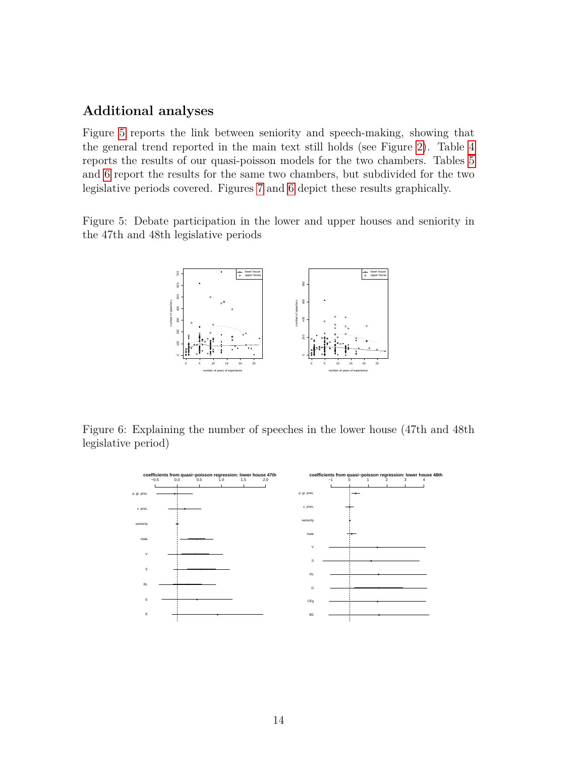## Additional analyses

Figure 5 reports the link between seniority and speech-making, showing that the general trend reported in the main text still holds (see Figure 2). Table 4 reports the results of our quasi-poisson models for the two chambers. Tables 5 and 6 report the results for the same two chambers, but subdivided for the two legislative periods covered. Figures 7 and 6 depict these results graphically.

Figure 5: Debate participation in the lower and upper houses and seniority in the 47th and 48th legislative periods

Figure 6: Explaining the number of speeches in the lower house (47th and 48th legislative period)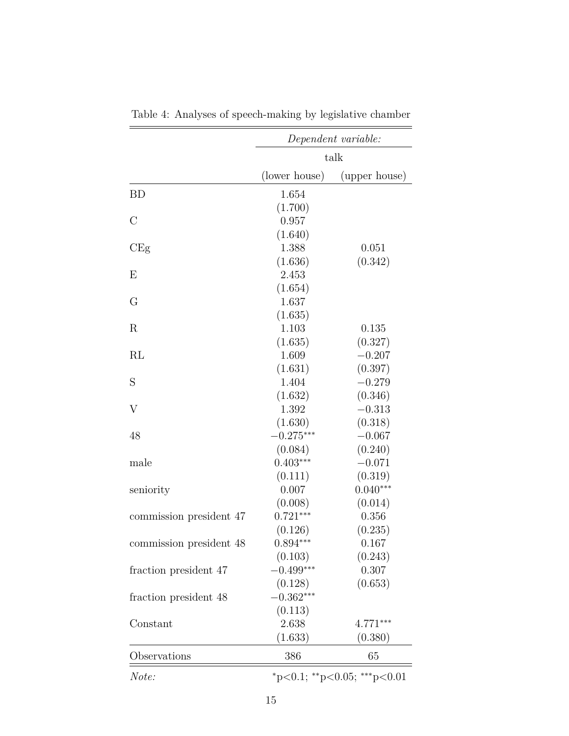Table 4: Analyses of speech-making by legislative chamber

| | *Dependent variable:* | |
|---|---|---|
| | talk | |
| | (lower house) | (upper house) |
| BD | 1.654 | |
| | (1.700) | |
| C | 0.957 | |
| | (1.640) | |
| CEg | 1.388 | 0.051 |
| | (1.636) | (0.342) |
| E | 2.453 | |
| | (1.654) | |
| G | 1.637 | |
| | (1.635) | |
| R | 1.103 | 0.135 |
| | (1.635) | (0.327) |
| RL | 1.609 | −0.207 |
| | (1.631) | (0.397) |
| S | 1.404 | −0.279 |
| | (1.632) | (0.346) |
| V | 1.392 | −0.313 |
| | (1.630) | (0.318) |
| 48 | $-0.275^{***}$ | −0.067 |
| | (0.084) | (0.240) |
| male | $0.403^{***}$ | −0.071 |
| | (0.111) | (0.319) |
| seniority | 0.007 | $0.040^{***}$ |
| | (0.008) | (0.014) |
| commission president 47 | $0.721^{***}$ | 0.356 |
| | (0.126) | (0.235) |
| commission president 48 | $0.894^{***}$ | 0.167 |
| | (0.103) | (0.243) |
| fraction president 47 | $-0.499^{***}$ | 0.307 |
| | (0.128) | (0.653) |
| fraction president 48 | $-0.362^{***}$ | |
| | (0.113) | |
| Constant | 2.638 | $4.771^{***}$ |
| | (1.633) | (0.380) |
| Observations | 386 | 65 |
| *Note:* | $^{*}$p<0.1; $^{**}$p<0.05; $^{***}$p<0.01 | |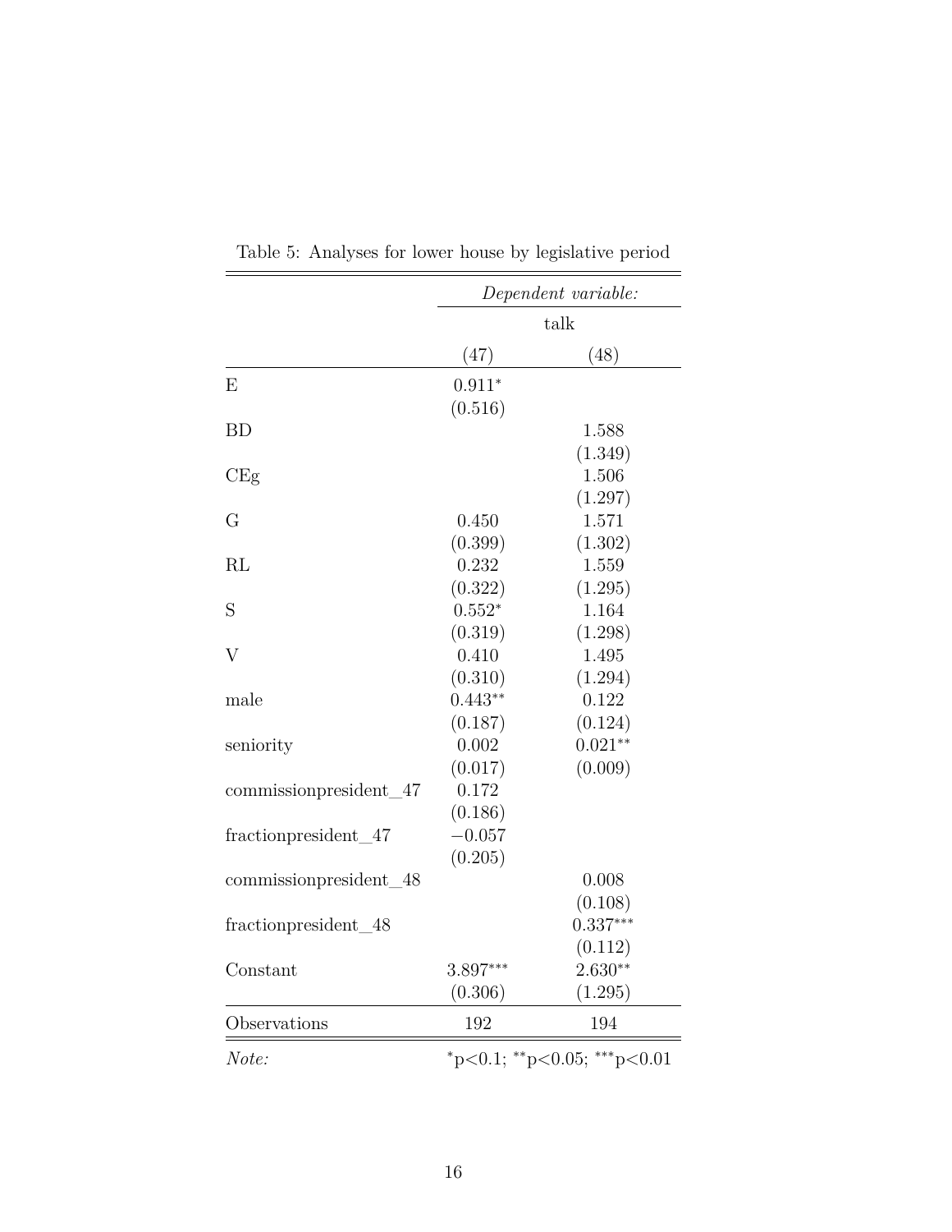Table 5: Analyses for lower house by legislative period

| | *Dependent variable:* | |
|---|---|---|
| | talk | |
| | (47) | (48) |
| E | $0.911^{*}$ | |
| | (0.516) | |
| BD | | 1.588 |
| | | (1.349) |
| CEg | | 1.506 |
| | | (1.297) |
| G | 0.450 | 1.571 |
| | (0.399) | (1.302) |
| RL | 0.232 | 1.559 |
| | (0.322) | (1.295) |
| S | $0.552^{*}$ | 1.164 |
| | (0.319) | (1.298) |
| V | 0.410 | 1.495 |
| | (0.310) | (1.294) |
| male | $0.443^{**}$ | 0.122 |
| | (0.187) | (0.124) |
| seniority | 0.002 | $0.021^{**}$ |
| | (0.017) | (0.009) |
| commissionpresident_47 | 0.172 | |
| | (0.186) | |
| fractionpresident_47 | −0.057 | |
| | (0.205) | |
| commissionpresident_48 | | 0.008 |
| | | (0.108) |
| fractionpresident_48 | | $0.337^{***}$ |
| | | (0.112) |
| Constant | $3.897^{***}$ | $2.630^{**}$ |
| | (0.306) | (1.295) |
| Observations | 192 | 194 |
| *Note:* | $^{*}$p<0.1; $^{**}$p<0.05; $^{***}$p<0.01 | |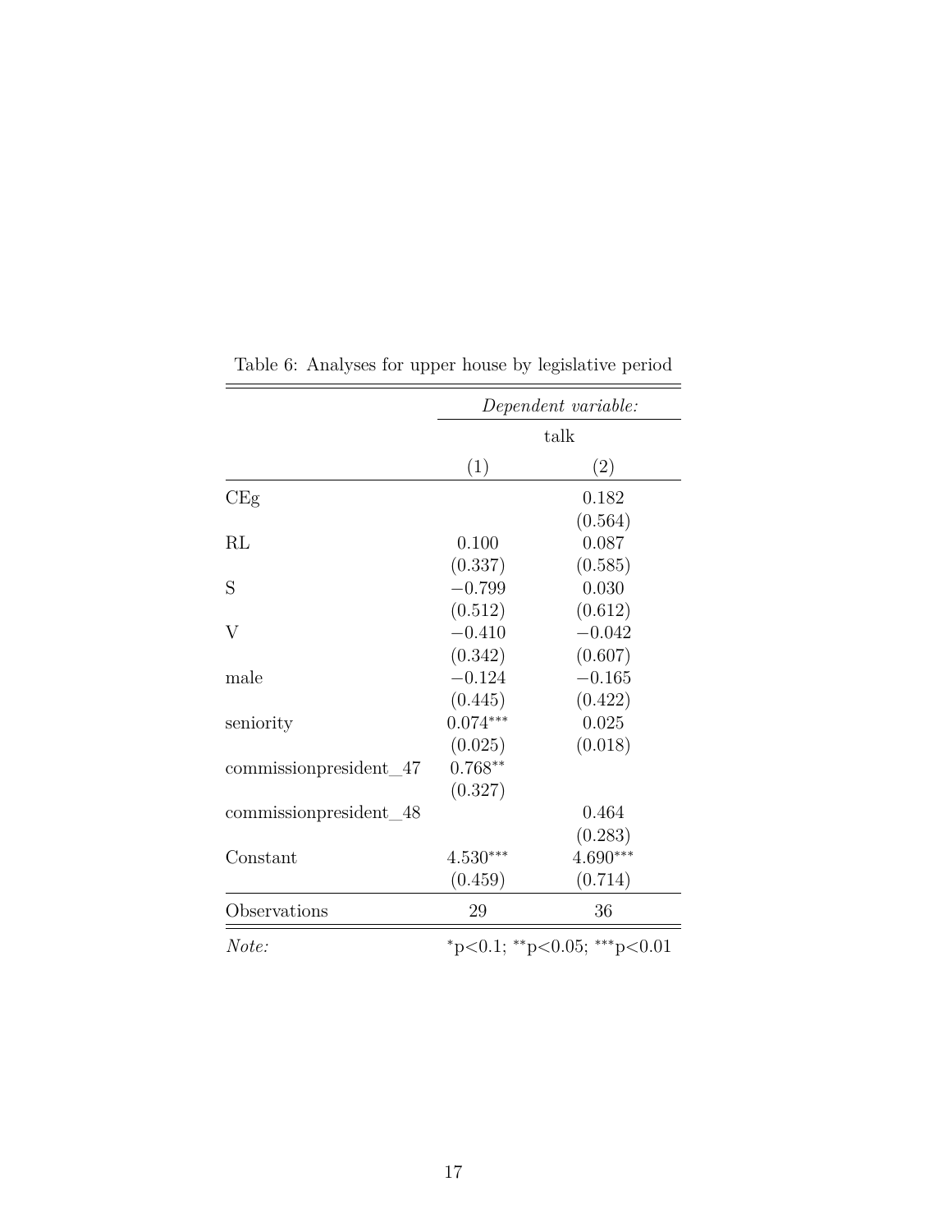Table 6: Analyses for upper house by legislative period

| | *Dependent variable:* | |
|---|---|---|
| | talk | |
| | (1) | (2) |
| CEg | | 0.182 |
| | | (0.564) |
| RL | 0.100 | 0.087 |
| | (0.337) | (0.585) |
| S | −0.799 | 0.030 |
| | (0.512) | (0.612) |
| V | −0.410 | −0.042 |
| | (0.342) | (0.607) |
| male | −0.124 | −0.165 |
| | (0.445) | (0.422) |
| seniority | $0.074^{***}$ | 0.025 |
| | (0.025) | (0.018) |
| commissionpresident_47 | $0.768^{**}$ | |
| | (0.327) | |
| commissionpresident_48 | | 0.464 |
| | | (0.283) |
| Constant | $4.530^{***}$ | $4.690^{***}$ |
| | (0.459) | (0.714) |
| Observations | 29 | 36 |
| *Note:* | $^{*}$p<0.1; $^{**}$p<0.05; $^{***}$p<0.01 | |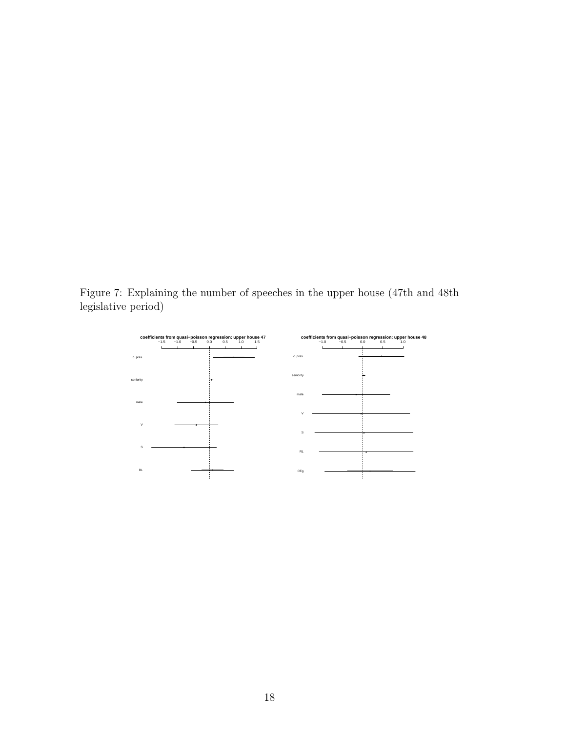Figure 7: Explaining the number of speeches in the upper house (47th and 48th legislative period)

**coefficients from quasi−poisson regression: upper house 47**

−1.5 −1.0 −0.5 0.0 0.5 1.0 1.5

c. pres.

seniority

male

V

S

RL

**coefficients from quasi−poisson regression: upper house 48**

−1.0 −0.5 0.0 0.5 1.0

c. pres.

seniority

male

V

S

RL

CEg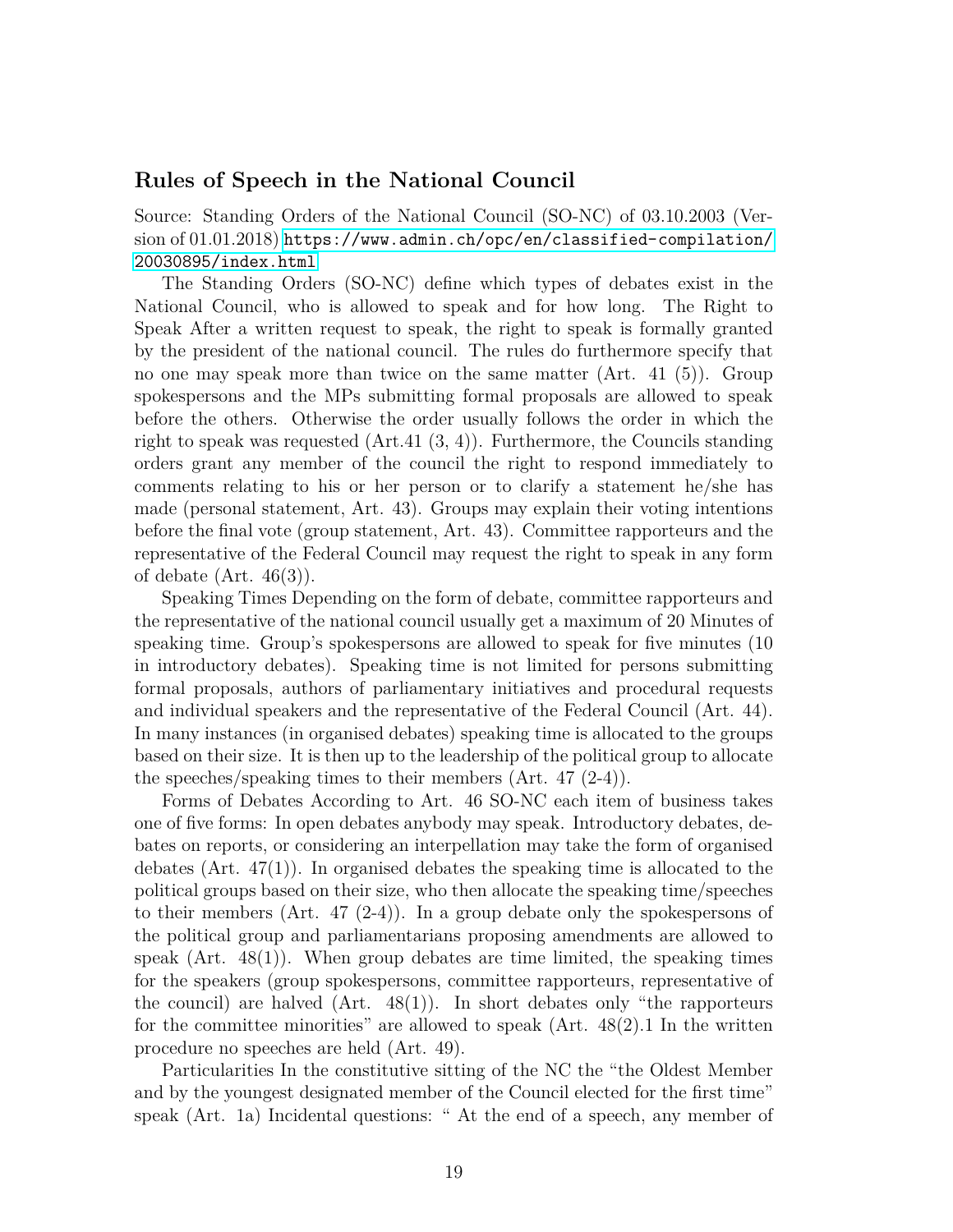## Rules of Speech in the National Council

Source: Standing Orders of the National Council (SO-NC) of 03.10.2003 (Version of 01.01.2018) https://www.admin.ch/opc/en/classified-compilation/20030895/index.html

The Standing Orders (SO-NC) define which types of debates exist in the National Council, who is allowed to speak and for how long. The Right to Speak After a written request to speak, the right to speak is formally granted by the president of the national council. The rules do furthermore specify that no one may speak more than twice on the same matter (Art. 41 (5)). Group spokespersons and the MPs submitting formal proposals are allowed to speak before the others. Otherwise the order usually follows the order in which the right to speak was requested (Art.41 (3, 4)). Furthermore, the Councils standing orders grant any member of the council the right to respond immediately to comments relating to his or her person or to clarify a statement he/she has made (personal statement, Art. 43). Groups may explain their voting intentions before the final vote (group statement, Art. 43). Committee rapporteurs and the representative of the Federal Council may request the right to speak in any form of debate (Art. 46(3)).

Speaking Times Depending on the form of debate, committee rapporteurs and the representative of the national council usually get a maximum of 20 Minutes of speaking time. Group's spokespersons are allowed to speak for five minutes (10 in introductory debates). Speaking time is not limited for persons submitting formal proposals, authors of parliamentary initiatives and procedural requests and individual speakers and the representative of the Federal Council (Art. 44). In many instances (in organised debates) speaking time is allocated to the groups based on their size. It is then up to the leadership of the political group to allocate the speeches/speaking times to their members (Art. 47 (2-4)).

Forms of Debates According to Art. 46 SO-NC each item of business takes one of five forms: In open debates anybody may speak. Introductory debates, debates on reports, or considering an interpellation may take the form of organised debates (Art. 47(1)). In organised debates the speaking time is allocated to the political groups based on their size, who then allocate the speaking time/speeches to their members (Art. 47 (2-4)). In a group debate only the spokespersons of the political group and parliamentarians proposing amendments are allowed to speak (Art. 48(1)). When group debates are time limited, the speaking times for the speakers (group spokespersons, committee rapporteurs, representative of the council) are halved (Art. 48(1)). In short debates only "the rapporteurs for the committee minorities" are allowed to speak (Art. 48(2).1 In the written procedure no speeches are held (Art. 49).

Particularities In the constitutive sitting of the NC the "the Oldest Member and by the youngest designated member of the Council elected for the first time" speak (Art. 1a) Incidental questions: " At the end of a speech, any member of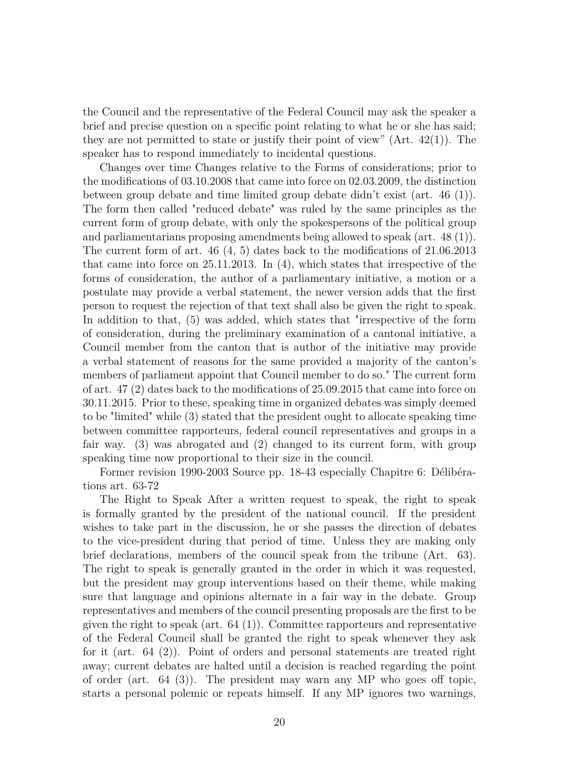the Council and the representative of the Federal Council may ask the speaker a brief and precise question on a specific point relating to what he or she has said; they are not permitted to state or justify their point of view" (Art. 42(1)). The speaker has to respond immediately to incidental questions.

Changes over time Changes relative to the Forms of considerations; prior to the modifications of 03.10.2008 that came into force on 02.03.2009, the distinction between group debate and time limited group debate didn't exist (art. 46 (1)). The form then called "reduced debate" was ruled by the same principles as the current form of group debate, with only the spokespersons of the political group and parliamentarians proposing amendments being allowed to speak (art. 48 (1)). The current form of art. 46 (4, 5) dates back to the modifications of 21.06.2013 that came into force on 25.11.2013. In (4), which states that irrespective of the forms of consideration, the author of a parliamentary initiative, a motion or a postulate may provide a verbal statement, the newer version adds that the first person to request the rejection of that text shall also be given the right to speak. In addition to that, (5) was added, which states that "irrespective of the form of consideration, during the preliminary examination of a cantonal initiative, a Council member from the canton that is author of the initiative may provide a verbal statement of reasons for the same provided a majority of the canton's members of parliament appoint that Council member to do so." The current form of art. 47 (2) dates back to the modifications of 25.09.2015 that came into force on 30.11.2015. Prior to these, speaking time in organized debates was simply deemed to be "limited" while (3) stated that the president ought to allocate speaking time between committee rapporteurs, federal council representatives and groups in a fair way. (3) was abrogated and (2) changed to its current form, with group speaking time now proportional to their size in the council.

Former revision 1990-2003 Source pp. 18-43 especially Chapitre 6: Délibérations art. 63-72

The Right to Speak After a written request to speak, the right to speak is formally granted by the president of the national council. If the president wishes to take part in the discussion, he or she passes the direction of debates to the vice-president during that period of time. Unless they are making only brief declarations, members of the council speak from the tribune (Art. 63). The right to speak is generally granted in the order in which it was requested, but the president may group interventions based on their theme, while making sure that language and opinions alternate in a fair way in the debate. Group representatives and members of the council presenting proposals are the first to be given the right to speak (art. 64 (1)). Committee rapporteurs and representative of the Federal Council shall be granted the right to speak whenever they ask for it (art. 64 (2)). Point of orders and personal statements are treated right away; current debates are halted until a decision is reached regarding the point of order (art. 64 (3)). The president may warn any MP who goes off topic, starts a personal polemic or repeats himself. If any MP ignores two warnings,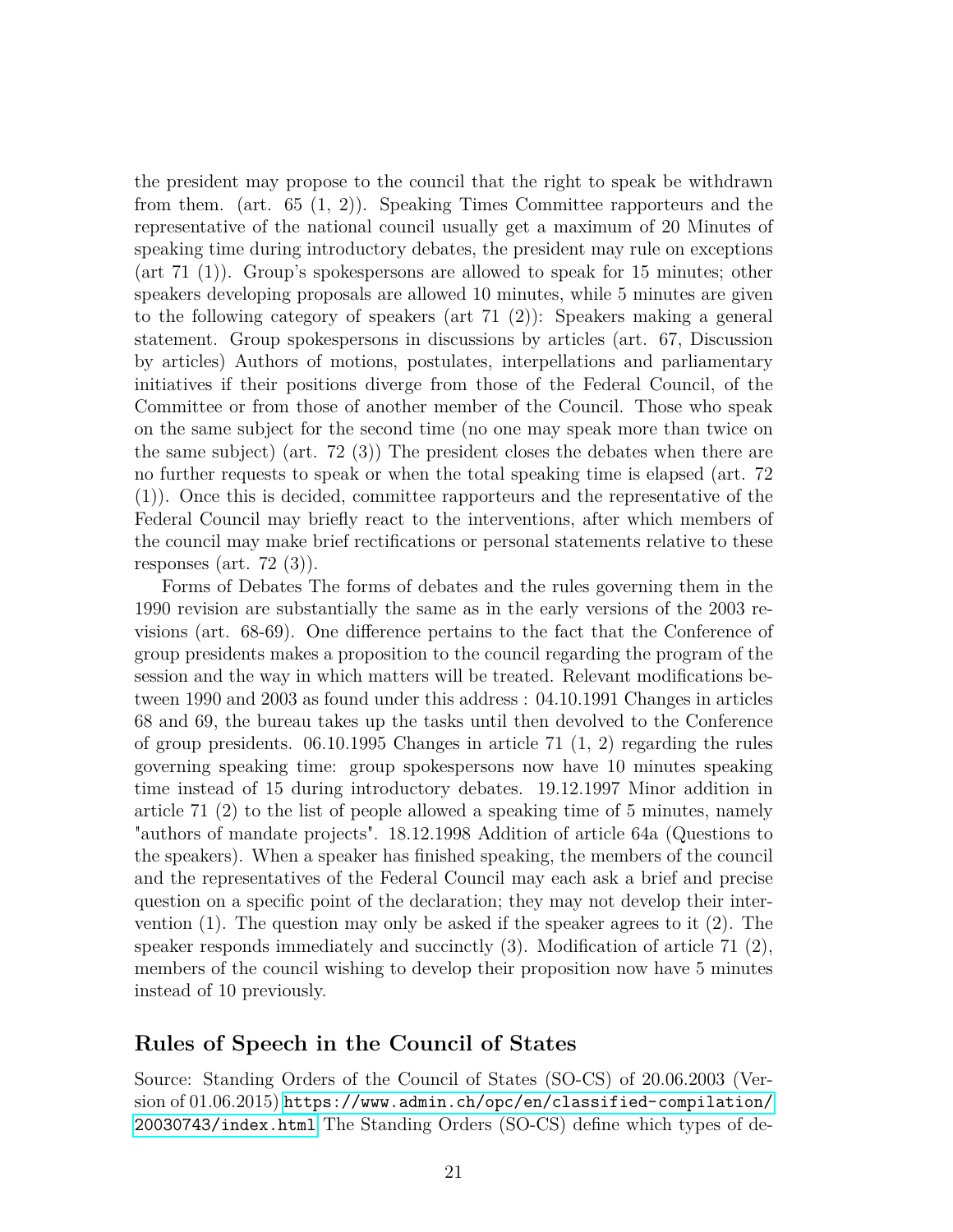the president may propose to the council that the right to speak be withdrawn from them. (art. 65 (1, 2)). Speaking Times Committee rapporteurs and the representative of the national council usually get a maximum of 20 Minutes of speaking time during introductory debates, the president may rule on exceptions (art 71 (1)). Group's spokespersons are allowed to speak for 15 minutes; other speakers developing proposals are allowed 10 minutes, while 5 minutes are given to the following category of speakers (art 71 (2)): Speakers making a general statement. Group spokespersons in discussions by articles (art. 67, Discussion by articles) Authors of motions, postulates, interpellations and parliamentary initiatives if their positions diverge from those of the Federal Council, of the Committee or from those of another member of the Council. Those who speak on the same subject for the second time (no one may speak more than twice on the same subject) (art. 72 (3)) The president closes the debates when there are no further requests to speak or when the total speaking time is elapsed (art. 72 (1)). Once this is decided, committee rapporteurs and the representative of the Federal Council may briefly react to the interventions, after which members of the council may make brief rectifications or personal statements relative to these responses (art. 72 (3)).

Forms of Debates The forms of debates and the rules governing them in the 1990 revision are substantially the same as in the early versions of the 2003 revisions (art. 68-69). One difference pertains to the fact that the Conference of group presidents makes a proposition to the council regarding the program of the session and the way in which matters will be treated. Relevant modifications between 1990 and 2003 as found under this address : 04.10.1991 Changes in articles 68 and 69, the bureau takes up the tasks until then devolved to the Conference of group presidents. 06.10.1995 Changes in article 71 (1, 2) regarding the rules governing speaking time: group spokespersons now have 10 minutes speaking time instead of 15 during introductory debates. 19.12.1997 Minor addition in article 71 (2) to the list of people allowed a speaking time of 5 minutes, namely "authors of mandate projects". 18.12.1998 Addition of article 64a (Questions to the speakers). When a speaker has finished speaking, the members of the council and the representatives of the Federal Council may each ask a brief and precise question on a specific point of the declaration; they may not develop their intervention (1). The question may only be asked if the speaker agrees to it (2). The speaker responds immediately and succinctly (3). Modification of article 71 (2), members of the council wishing to develop their proposition now have 5 minutes instead of 10 previously.

## Rules of Speech in the Council of States

Source: Standing Orders of the Council of States (SO-CS) of 20.06.2003 (Version of 01.06.2015) https://www.admin.ch/opc/en/classified-compilation/20030743/index.html The Standing Orders (SO-CS) define which types of de-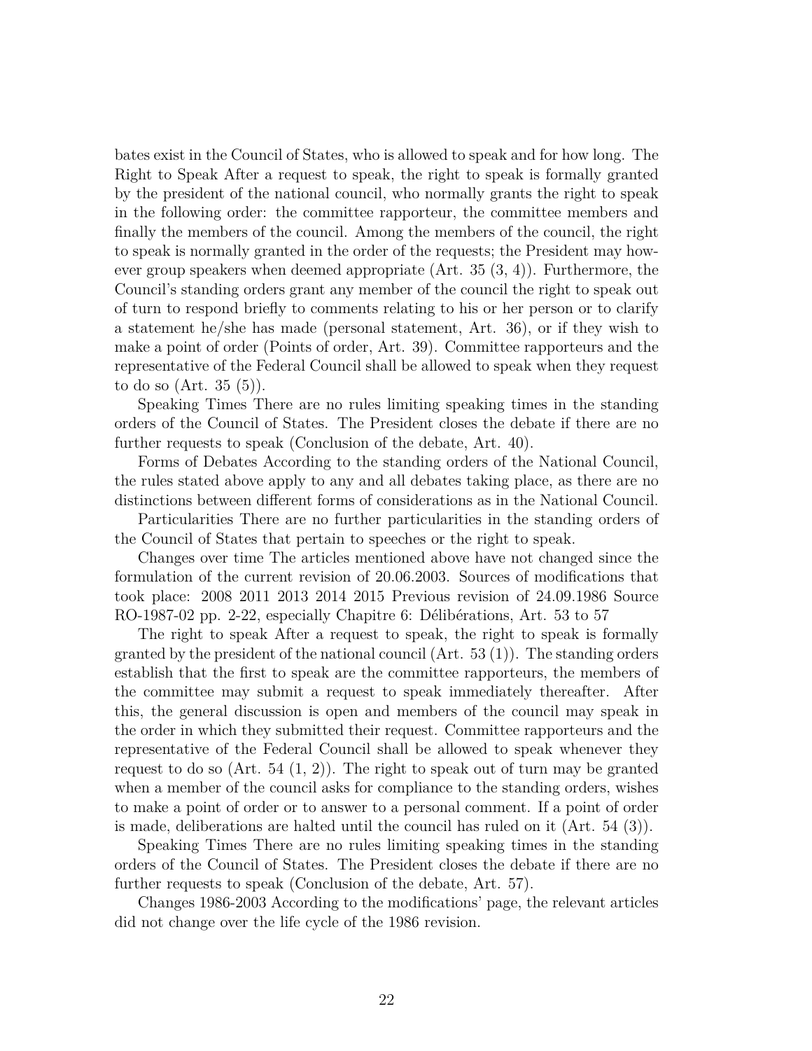bates exist in the Council of States, who is allowed to speak and for how long. The Right to Speak After a request to speak, the right to speak is formally granted by the president of the national council, who normally grants the right to speak in the following order: the committee rapporteur, the committee members and finally the members of the council. Among the members of the council, the right to speak is normally granted in the order of the requests; the President may however group speakers when deemed appropriate (Art. 35 (3, 4)). Furthermore, the Council's standing orders grant any member of the council the right to speak out of turn to respond briefly to comments relating to his or her person or to clarify a statement he/she has made (personal statement, Art. 36), or if they wish to make a point of order (Points of order, Art. 39). Committee rapporteurs and the representative of the Federal Council shall be allowed to speak when they request to do so (Art. 35 (5)).

Speaking Times There are no rules limiting speaking times in the standing orders of the Council of States. The President closes the debate if there are no further requests to speak (Conclusion of the debate, Art. 40).

Forms of Debates According to the standing orders of the National Council, the rules stated above apply to any and all debates taking place, as there are no distinctions between different forms of considerations as in the National Council.

Particularities There are no further particularities in the standing orders of the Council of States that pertain to speeches or the right to speak.

Changes over time The articles mentioned above have not changed since the formulation of the current revision of 20.06.2003. Sources of modifications that took place: 2008 2011 2013 2014 2015 Previous revision of 24.09.1986 Source RO-1987-02 pp. 2-22, especially Chapitre 6: Délibérations, Art. 53 to 57

The right to speak After a request to speak, the right to speak is formally granted by the president of the national council (Art. 53 (1)). The standing orders establish that the first to speak are the committee rapporteurs, the members of the committee may submit a request to speak immediately thereafter. After this, the general discussion is open and members of the council may speak in the order in which they submitted their request. Committee rapporteurs and the representative of the Federal Council shall be allowed to speak whenever they request to do so (Art. 54 (1, 2)). The right to speak out of turn may be granted when a member of the council asks for compliance to the standing orders, wishes to make a point of order or to answer to a personal comment. If a point of order is made, deliberations are halted until the council has ruled on it (Art. 54 (3)).

Speaking Times There are no rules limiting speaking times in the standing orders of the Council of States. The President closes the debate if there are no further requests to speak (Conclusion of the debate, Art. 57).

Changes 1986-2003 According to the modifications' page, the relevant articles did not change over the life cycle of the 1986 revision.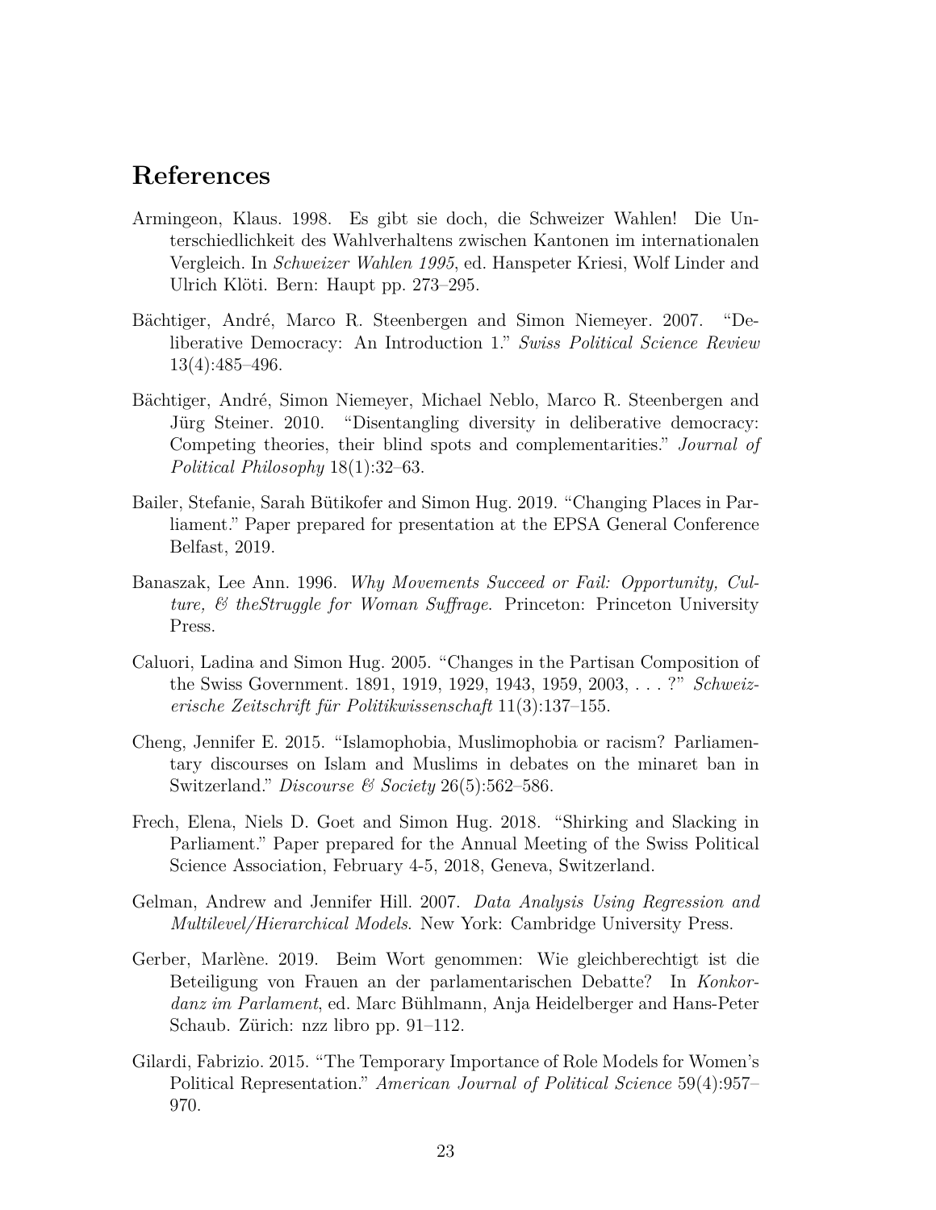# References

Armingeon, Klaus. 1998. Es gibt sie doch, die Schweizer Wahlen! Die Unterschiedlichkeit des Wahlverhaltens zwischen Kantonen im internationalen Vergleich. In *Schweizer Wahlen 1995*, ed. Hanspeter Kriesi, Wolf Linder and Ulrich Klöti. Bern: Haupt pp. 273–295.

Bächtiger, André, Marco R. Steenbergen and Simon Niemeyer. 2007. "Deliberative Democracy: An Introduction 1." *Swiss Political Science Review* 13(4):485–496.

Bächtiger, André, Simon Niemeyer, Michael Neblo, Marco R. Steenbergen and Jürg Steiner. 2010. "Disentangling diversity in deliberative democracy: Competing theories, their blind spots and complementarities." *Journal of Political Philosophy* 18(1):32–63.

Bailer, Stefanie, Sarah Bütikofer and Simon Hug. 2019. "Changing Places in Parliament." Paper prepared for presentation at the EPSA General Conference Belfast, 2019.

Banaszak, Lee Ann. 1996. *Why Movements Succeed or Fail: Opportunity, Culture, & theStruggle for Woman Suffrage*. Princeton: Princeton University Press.

Caluori, Ladina and Simon Hug. 2005. "Changes in the Partisan Composition of the Swiss Government. 1891, 1919, 1929, 1943, 1959, 2003, . . . ?" *Schweizerische Zeitschrift für Politikwissenschaft* 11(3):137–155.

Cheng, Jennifer E. 2015. "Islamophobia, Muslimophobia or racism? Parliamentary discourses on Islam and Muslims in debates on the minaret ban in Switzerland." *Discourse & Society* 26(5):562–586.

Frech, Elena, Niels D. Goet and Simon Hug. 2018. "Shirking and Slacking in Parliament." Paper prepared for the Annual Meeting of the Swiss Political Science Association, February 4-5, 2018, Geneva, Switzerland.

Gelman, Andrew and Jennifer Hill. 2007. *Data Analysis Using Regression and Multilevel/Hierarchical Models*. New York: Cambridge University Press.

Gerber, Marlène. 2019. Beim Wort genommen: Wie gleichberechtigt ist die Beteiligung von Frauen an der parlamentarischen Debatte? In *Konkordanz im Parlament*, ed. Marc Bühlmann, Anja Heidelberger and Hans-Peter Schaub. Zürich: nzz libro pp. 91–112.

Gilardi, Fabrizio. 2015. "The Temporary Importance of Role Models for Women's Political Representation." *American Journal of Political Science* 59(4):957–970.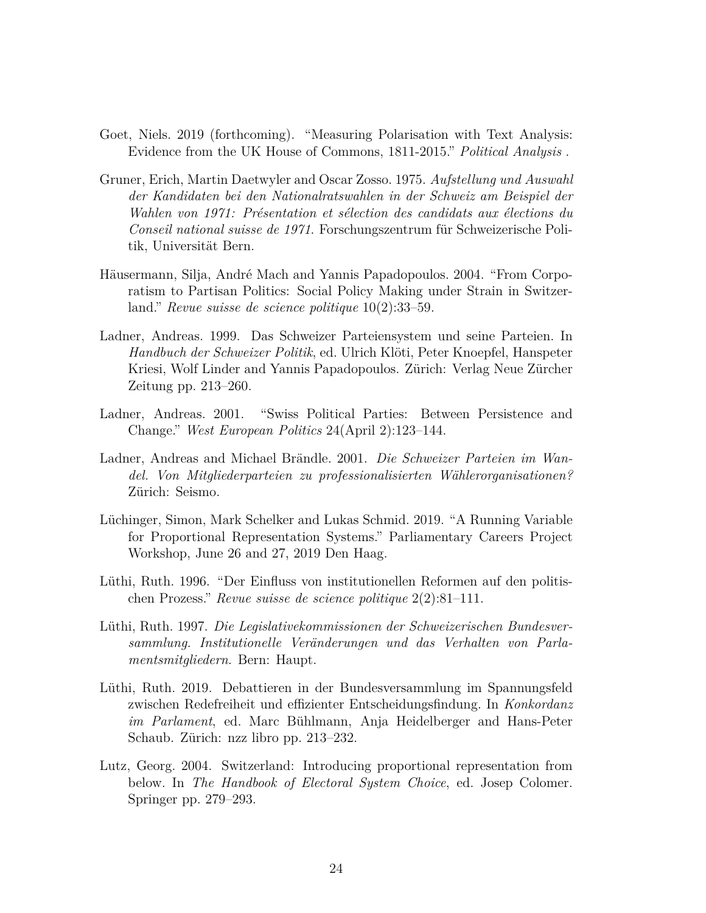Goet, Niels. 2019 (forthcoming). "Measuring Polarisation with Text Analysis: Evidence from the UK House of Commons, 1811-2015." *Political Analysis* .

Gruner, Erich, Martin Daetwyler and Oscar Zosso. 1975. *Aufstellung und Auswahl der Kandidaten bei den Nationalratswahlen in der Schweiz am Beispiel der Wahlen von 1971: Présentation et sélection des candidats aux élections du Conseil national suisse de 1971*. Forschungszentrum für Schweizerische Politik, Universität Bern.

Häusermann, Silja, André Mach and Yannis Papadopoulos. 2004. "From Corporatism to Partisan Politics: Social Policy Making under Strain in Switzerland." *Revue suisse de science politique* 10(2):33–59.

Ladner, Andreas. 1999. Das Schweizer Parteiensystem und seine Parteien. In *Handbuch der Schweizer Politik*, ed. Ulrich Klöti, Peter Knoepfel, Hanspeter Kriesi, Wolf Linder and Yannis Papadopoulos. Zürich: Verlag Neue Zürcher Zeitung pp. 213–260.

Ladner, Andreas. 2001. "Swiss Political Parties: Between Persistence and Change." *West European Politics* 24(April 2):123–144.

Ladner, Andreas and Michael Brändle. 2001. *Die Schweizer Parteien im Wandel. Von Mitgliederparteien zu professionalisierten Wählerorganisationen?* Zürich: Seismo.

Lüchinger, Simon, Mark Schelker and Lukas Schmid. 2019. "A Running Variable for Proportional Representation Systems." Parliamentary Careers Project Workshop, June 26 and 27, 2019 Den Haag.

Lüthi, Ruth. 1996. "Der Einfluss von institutionellen Reformen auf den politischen Prozess." *Revue suisse de science politique* 2(2):81–111.

Lüthi, Ruth. 1997. *Die Legislativekommissionen der Schweizerischen Bundesversammlung. Institutionelle Veränderungen und das Verhalten von Parlamentsmitgliedern*. Bern: Haupt.

Lüthi, Ruth. 2019. Debattieren in der Bundesversammlung im Spannungsfeld zwischen Redefreiheit und effizienter Entscheidungsfindung. In *Konkordanz im Parlament*, ed. Marc Bühlmann, Anja Heidelberger and Hans-Peter Schaub. Zürich: nzz libro pp. 213–232.

Lutz, Georg. 2004. Switzerland: Introducing proportional representation from below. In *The Handbook of Electoral System Choice*, ed. Josep Colomer. Springer pp. 279–293.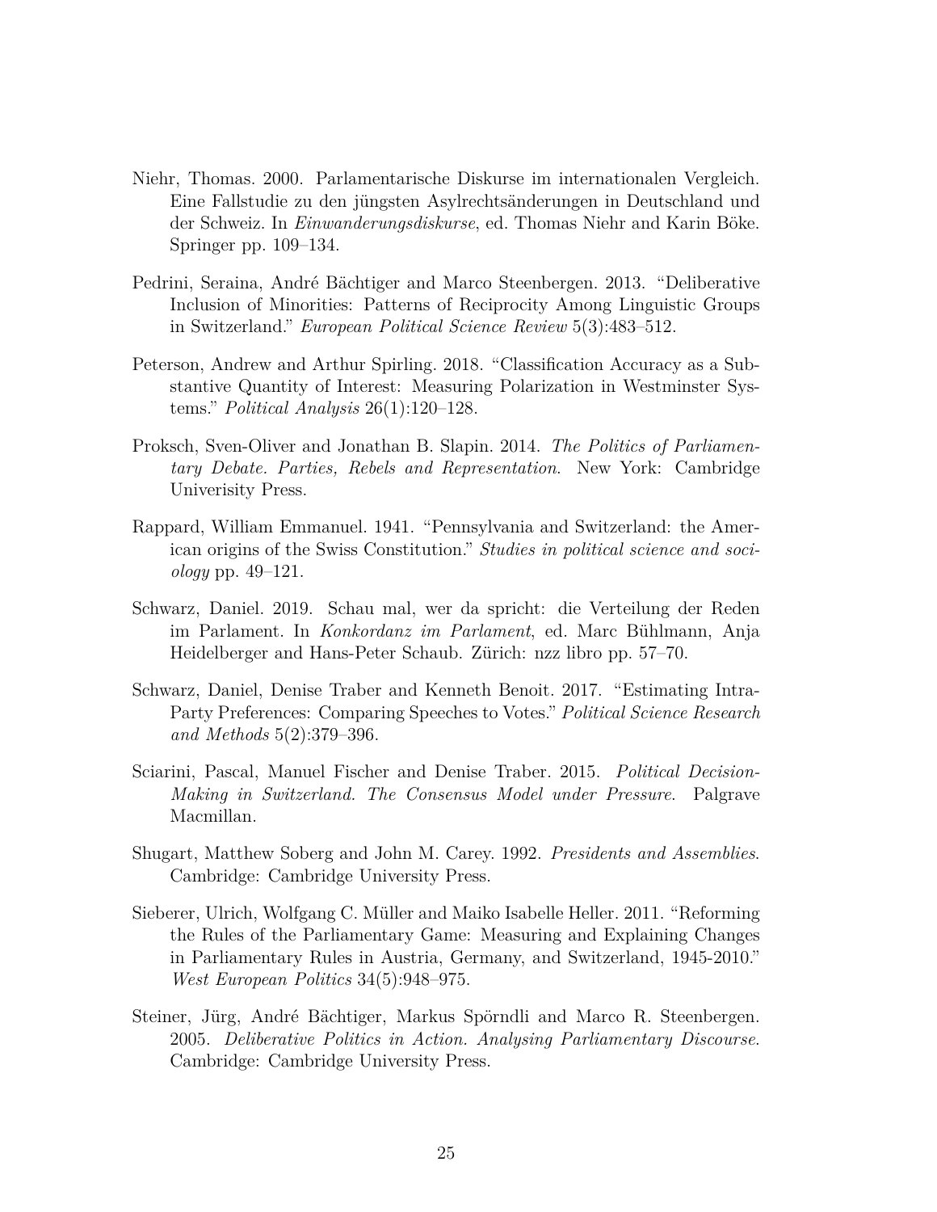Niehr, Thomas. 2000. Parlamentarische Diskurse im internationalen Vergleich. Eine Fallstudie zu den jüngsten Asylrechtsänderungen in Deutschland und der Schweiz. In *Einwanderungsdiskurse*, ed. Thomas Niehr and Karin Böke. Springer pp. 109–134.

Pedrini, Seraina, André Bächtiger and Marco Steenbergen. 2013. "Deliberative Inclusion of Minorities: Patterns of Reciprocity Among Linguistic Groups in Switzerland." *European Political Science Review* 5(3):483–512.

Peterson, Andrew and Arthur Spirling. 2018. "Classification Accuracy as a Substantive Quantity of Interest: Measuring Polarization in Westminster Systems." *Political Analysis* 26(1):120–128.

Proksch, Sven-Oliver and Jonathan B. Slapin. 2014. *The Politics of Parliamentary Debate. Parties, Rebels and Representation*. New York: Cambridge Univerisity Press.

Rappard, William Emmanuel. 1941. "Pennsylvania and Switzerland: the American origins of the Swiss Constitution." *Studies in political science and sociology* pp. 49–121.

Schwarz, Daniel. 2019. Schau mal, wer da spricht: die Verteilung der Reden im Parlament. In *Konkordanz im Parlament*, ed. Marc Bühlmann, Anja Heidelberger and Hans-Peter Schaub. Zürich: nzz libro pp. 57–70.

Schwarz, Daniel, Denise Traber and Kenneth Benoit. 2017. "Estimating Intra-Party Preferences: Comparing Speeches to Votes." *Political Science Research and Methods* 5(2):379–396.

Sciarini, Pascal, Manuel Fischer and Denise Traber. 2015. *Political Decision-Making in Switzerland. The Consensus Model under Pressure*. Palgrave Macmillan.

Shugart, Matthew Soberg and John M. Carey. 1992. *Presidents and Assemblies*. Cambridge: Cambridge University Press.

Sieberer, Ulrich, Wolfgang C. Müller and Maiko Isabelle Heller. 2011. "Reforming the Rules of the Parliamentary Game: Measuring and Explaining Changes in Parliamentary Rules in Austria, Germany, and Switzerland, 1945-2010." *West European Politics* 34(5):948–975.

Steiner, Jürg, André Bächtiger, Markus Spörndli and Marco R. Steenbergen. 2005. *Deliberative Politics in Action. Analysing Parliamentary Discourse*. Cambridge: Cambridge University Press.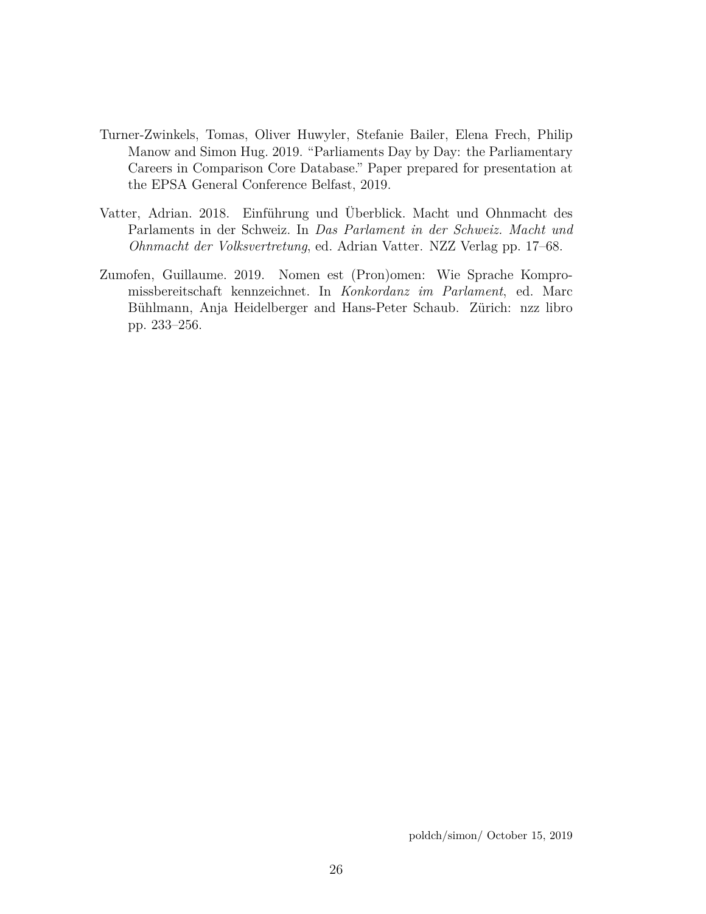Turner-Zwinkels, Tomas, Oliver Huwyler, Stefanie Bailer, Elena Frech, Philip Manow and Simon Hug. 2019. "Parliaments Day by Day: the Parliamentary Careers in Comparison Core Database." Paper prepared for presentation at the EPSA General Conference Belfast, 2019.

Vatter, Adrian. 2018. Einführung und Überblick. Macht und Ohnmacht des Parlaments in der Schweiz. In *Das Parlament in der Schweiz. Macht und Ohnmacht der Volksvertretung*, ed. Adrian Vatter. NZZ Verlag pp. 17–68.

Zumofen, Guillaume. 2019. Nomen est (Pron)omen: Wie Sprache Kompromissbereitschaft kennzeichnet. In *Konkordanz im Parlament*, ed. Marc Bühlmann, Anja Heidelberger and Hans-Peter Schaub. Zürich: nzz libro pp. 233–256.

poldch/simon/ October 15, 2019